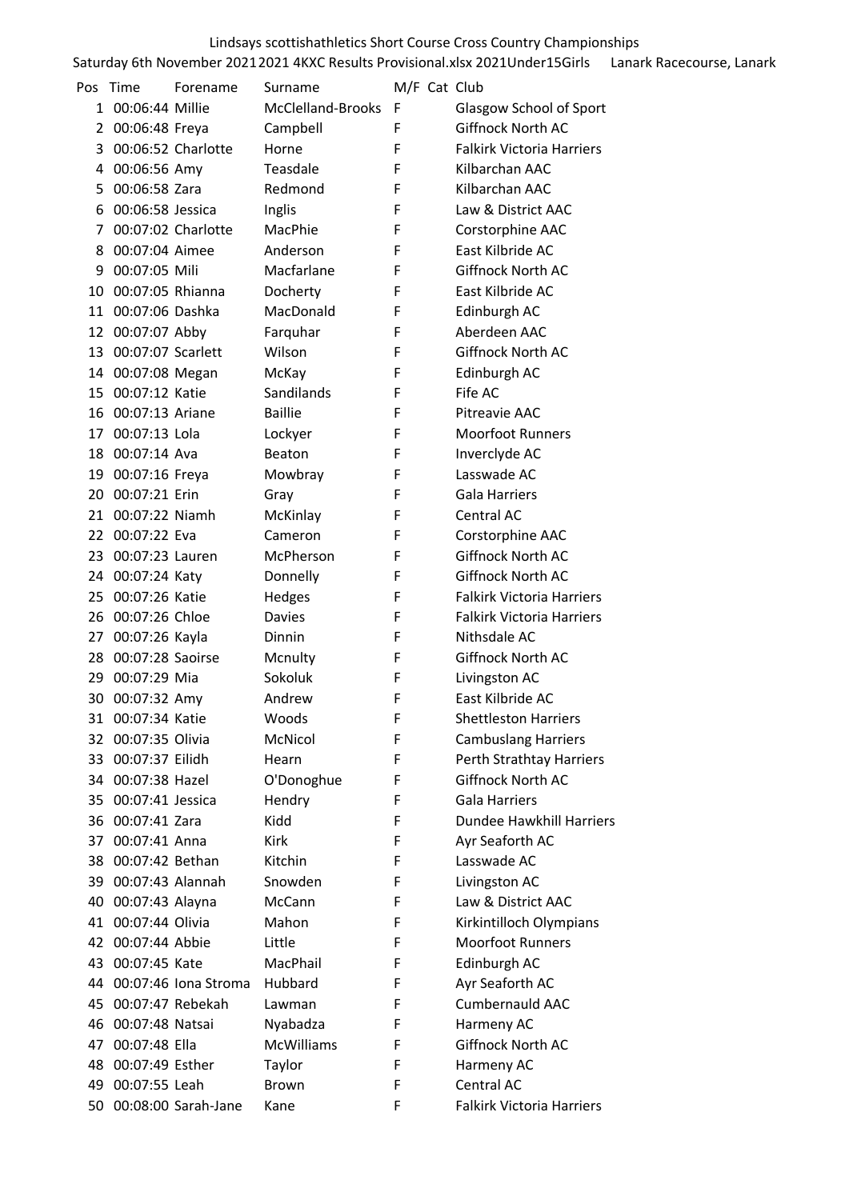Lindsays scottishathletics Short Course Cross Country Championships

Saturday 6th November 2021 2021 4KXC Results Provisional.xlsx 2021Under15Girls Lanark Racecourse, Lanark

| Pos | Time | Forename | Surname | M/F | Cat | Club |
|---|---|---|---|---|---|---|
| 1 | 00:06:44 | Millie | McClelland-Brooks | F | | Glasgow School of Sport |
| 2 | 00:06:48 | Freya | Campbell | F | | Giffnock North AC |
| 3 | 00:06:52 | Charlotte | Horne | F | | Falkirk Victoria Harriers |
| 4 | 00:06:56 | Amy | Teasdale | F | | Kilbarchan AAC |
| 5 | 00:06:58 | Zara | Redmond | F | | Kilbarchan AAC |
| 6 | 00:06:58 | Jessica | Inglis | F | | Law & District AAC |
| 7 | 00:07:02 | Charlotte | MacPhie | F | | Corstorphine AAC |
| 8 | 00:07:04 | Aimee | Anderson | F | | East Kilbride AC |
| 9 | 00:07:05 | Mili | Macfarlane | F | | Giffnock North AC |
| 10 | 00:07:05 | Rhianna | Docherty | F | | East Kilbride AC |
| 11 | 00:07:06 | Dashka | MacDonald | F | | Edinburgh AC |
| 12 | 00:07:07 | Abby | Farquhar | F | | Aberdeen AAC |
| 13 | 00:07:07 | Scarlett | Wilson | F | | Giffnock North AC |
| 14 | 00:07:08 | Megan | McKay | F | | Edinburgh AC |
| 15 | 00:07:12 | Katie | Sandilands | F | | Fife AC |
| 16 | 00:07:13 | Ariane | Baillie | F | | Pitreavie AAC |
| 17 | 00:07:13 | Lola | Lockyer | F | | Moorfoot Runners |
| 18 | 00:07:14 | Ava | Beaton | F | | Inverclyde AC |
| 19 | 00:07:16 | Freya | Mowbray | F | | Lasswade AC |
| 20 | 00:07:21 | Erin | Gray | F | | Gala Harriers |
| 21 | 00:07:22 | Niamh | McKinlay | F | | Central AC |
| 22 | 00:07:22 | Eva | Cameron | F | | Corstorphine AAC |
| 23 | 00:07:23 | Lauren | McPherson | F | | Giffnock North AC |
| 24 | 00:07:24 | Katy | Donnelly | F | | Giffnock North AC |
| 25 | 00:07:26 | Katie | Hedges | F | | Falkirk Victoria Harriers |
| 26 | 00:07:26 | Chloe | Davies | F | | Falkirk Victoria Harriers |
| 27 | 00:07:26 | Kayla | Dinnin | F | | Nithsdale AC |
| 28 | 00:07:28 | Saoirse | Mcnulty | F | | Giffnock North AC |
| 29 | 00:07:29 | Mia | Sokoluk | F | | Livingston AC |
| 30 | 00:07:32 | Amy | Andrew | F | | East Kilbride AC |
| 31 | 00:07:34 | Katie | Woods | F | | Shettleston Harriers |
| 32 | 00:07:35 | Olivia | McNicol | F | | Cambuslang Harriers |
| 33 | 00:07:37 | Eilidh | Hearn | F | | Perth Strathtay Harriers |
| 34 | 00:07:38 | Hazel | O'Donoghue | F | | Giffnock North AC |
| 35 | 00:07:41 | Jessica | Hendry | F | | Gala Harriers |
| 36 | 00:07:41 | Zara | Kidd | F | | Dundee Hawkhill Harriers |
| 37 | 00:07:41 | Anna | Kirk | F | | Ayr Seaforth AC |
| 38 | 00:07:42 | Bethan | Kitchin | F | | Lasswade AC |
| 39 | 00:07:43 | Alannah | Snowden | F | | Livingston AC |
| 40 | 00:07:43 | Alayna | McCann | F | | Law & District AAC |
| 41 | 00:07:44 | Olivia | Mahon | F | | Kirkintilloch Olympians |
| 42 | 00:07:44 | Abbie | Little | F | | Moorfoot Runners |
| 43 | 00:07:45 | Kate | MacPhail | F | | Edinburgh AC |
| 44 | 00:07:46 | Iona Stroma | Hubbard | F | | Ayr Seaforth AC |
| 45 | 00:07:47 | Rebekah | Lawman | F | | Cumbernauld AAC |
| 46 | 00:07:48 | Natsai | Nyabadza | F | | Harmeny AC |
| 47 | 00:07:48 | Ella | McWilliams | F | | Giffnock North AC |
| 48 | 00:07:49 | Esther | Taylor | F | | Harmeny AC |
| 49 | 00:07:55 | Leah | Brown | F | | Central AC |
| 50 | 00:08:00 | Sarah-Jane | Kane | F | | Falkirk Victoria Harriers |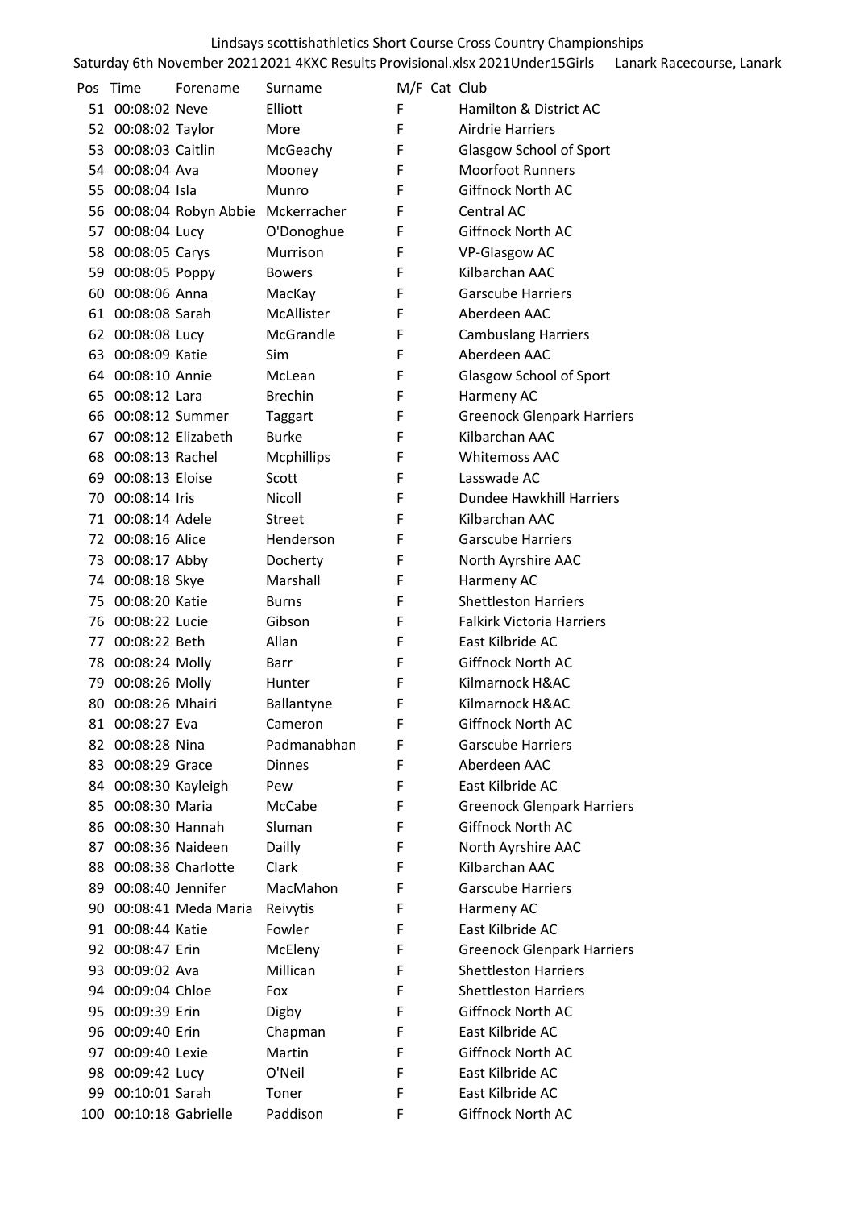Lindsays scottishathletics Short Course Cross Country Championships

Saturday 6th November 2021 2021 4KXC Results Provisional.xlsx 2021Under15Girls Lanark Racecourse, Lanark

| Pos | Time | Forename | Surname | M/F | Cat | Club |
|---|---|---|---|---|---|---|
| 51 | 00:08:02 | Neve | Elliott | F | | Hamilton & District AC |
| 52 | 00:08:02 | Taylor | More | F | | Airdrie Harriers |
| 53 | 00:08:03 | Caitlin | McGeachy | F | | Glasgow School of Sport |
| 54 | 00:08:04 | Ava | Mooney | F | | Moorfoot Runners |
| 55 | 00:08:04 | Isla | Munro | F | | Giffnock North AC |
| 56 | 00:08:04 | Robyn Abbie | Mckerracher | F | | Central AC |
| 57 | 00:08:04 | Lucy | O'Donoghue | F | | Giffnock North AC |
| 58 | 00:08:05 | Carys | Murrison | F | | VP-Glasgow AC |
| 59 | 00:08:05 | Poppy | Bowers | F | | Kilbarchan AAC |
| 60 | 00:08:06 | Anna | MacKay | F | | Garscube Harriers |
| 61 | 00:08:08 | Sarah | McAllister | F | | Aberdeen AAC |
| 62 | 00:08:08 | Lucy | McGrandle | F | | Cambuslang Harriers |
| 63 | 00:08:09 | Katie | Sim | F | | Aberdeen AAC |
| 64 | 00:08:10 | Annie | McLean | F | | Glasgow School of Sport |
| 65 | 00:08:12 | Lara | Brechin | F | | Harmeny AC |
| 66 | 00:08:12 | Summer | Taggart | F | | Greenock Glenpark Harriers |
| 67 | 00:08:12 | Elizabeth | Burke | F | | Kilbarchan AAC |
| 68 | 00:08:13 | Rachel | Mcphillips | F | | Whitemoss AAC |
| 69 | 00:08:13 | Eloise | Scott | F | | Lasswade AC |
| 70 | 00:08:14 | Iris | Nicoll | F | | Dundee Hawkhill Harriers |
| 71 | 00:08:14 | Adele | Street | F | | Kilbarchan AAC |
| 72 | 00:08:16 | Alice | Henderson | F | | Garscube Harriers |
| 73 | 00:08:17 | Abby | Docherty | F | | North Ayrshire AAC |
| 74 | 00:08:18 | Skye | Marshall | F | | Harmeny AC |
| 75 | 00:08:20 | Katie | Burns | F | | Shettleston Harriers |
| 76 | 00:08:22 | Lucie | Gibson | F | | Falkirk Victoria Harriers |
| 77 | 00:08:22 | Beth | Allan | F | | East Kilbride AC |
| 78 | 00:08:24 | Molly | Barr | F | | Giffnock North AC |
| 79 | 00:08:26 | Molly | Hunter | F | | Kilmarnock H&AC |
| 80 | 00:08:26 | Mhairi | Ballantyne | F | | Kilmarnock H&AC |
| 81 | 00:08:27 | Eva | Cameron | F | | Giffnock North AC |
| 82 | 00:08:28 | Nina | Padmanabhan | F | | Garscube Harriers |
| 83 | 00:08:29 | Grace | Dinnes | F | | Aberdeen AAC |
| 84 | 00:08:30 | Kayleigh | Pew | F | | East Kilbride AC |
| 85 | 00:08:30 | Maria | McCabe | F | | Greenock Glenpark Harriers |
| 86 | 00:08:30 | Hannah | Sluman | F | | Giffnock North AC |
| 87 | 00:08:36 | Naideen | Dailly | F | | North Ayrshire AAC |
| 88 | 00:08:38 | Charlotte | Clark | F | | Kilbarchan AAC |
| 89 | 00:08:40 | Jennifer | MacMahon | F | | Garscube Harriers |
| 90 | 00:08:41 | Meda Maria | Reivytis | F | | Harmeny AC |
| 91 | 00:08:44 | Katie | Fowler | F | | East Kilbride AC |
| 92 | 00:08:47 | Erin | McEleny | F | | Greenock Glenpark Harriers |
| 93 | 00:09:02 | Ava | Millican | F | | Shettleston Harriers |
| 94 | 00:09:04 | Chloe | Fox | F | | Shettleston Harriers |
| 95 | 00:09:39 | Erin | Digby | F | | Giffnock North AC |
| 96 | 00:09:40 | Erin | Chapman | F | | East Kilbride AC |
| 97 | 00:09:40 | Lexie | Martin | F | | Giffnock North AC |
| 98 | 00:09:42 | Lucy | O'Neil | F | | East Kilbride AC |
| 99 | 00:10:01 | Sarah | Toner | F | | East Kilbride AC |
| 100 | 00:10:18 | Gabrielle | Paddison | F | | Giffnock North AC |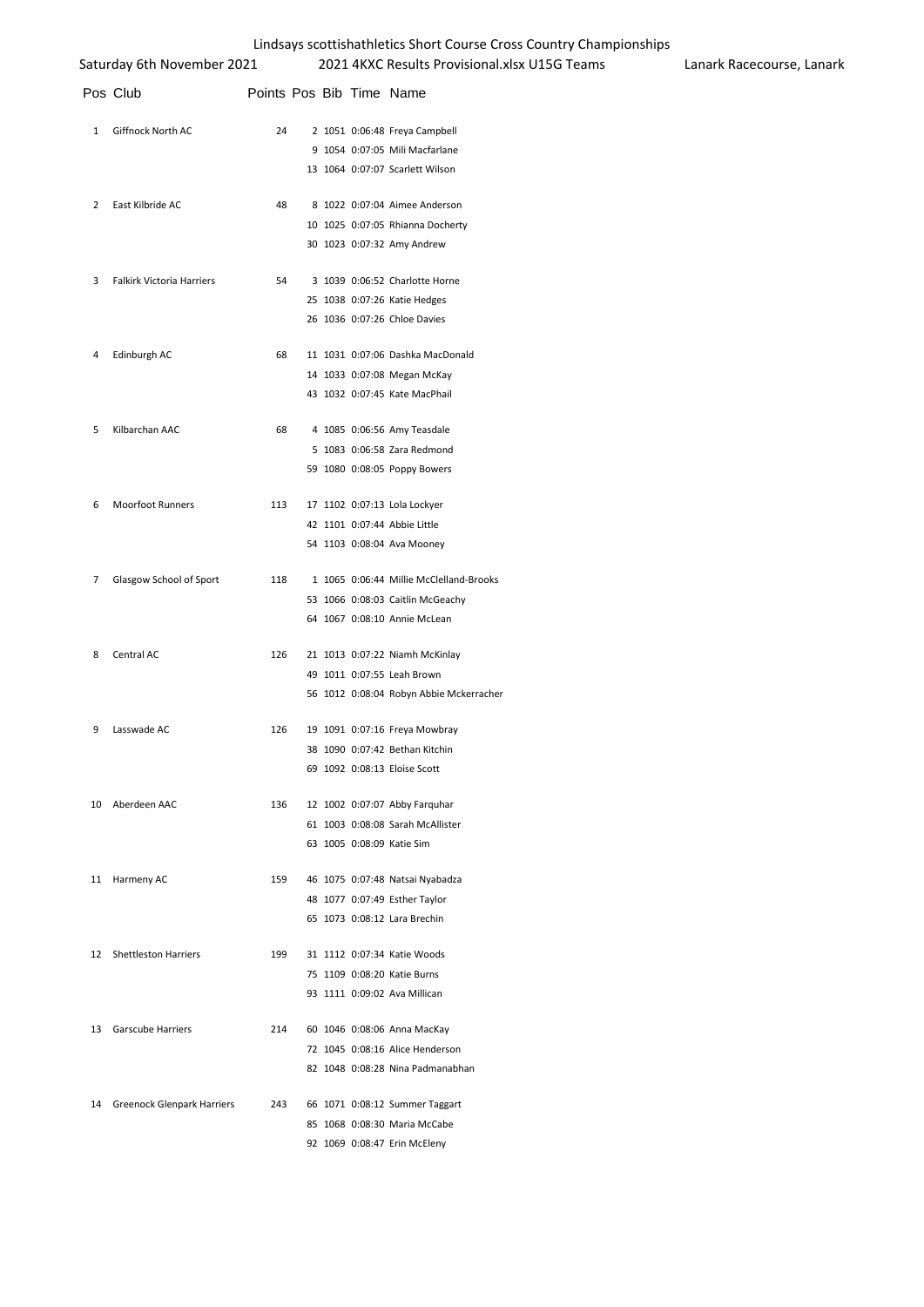Lindsays scottishathletics Short Course Cross Country Championships

Saturday 6th November 2021 — 2021 4KXC Results Provisional.xlsx U15G Teams — Lanark Racecourse, Lanark

| Pos | Club | Points | Pos | Bib | Time | Name |
|---|---|---|---|---|---|---|
| 1 | Giffnock North AC | 24 | 2 | 1051 | 0:06:48 | Freya Campbell |
| | | | 9 | 1054 | 0:07:05 | Mili Macfarlane |
| | | | 13 | 1064 | 0:07:07 | Scarlett Wilson |
| 2 | East Kilbride AC | 48 | 8 | 1022 | 0:07:04 | Aimee Anderson |
| | | | 10 | 1025 | 0:07:05 | Rhianna Docherty |
| | | | 30 | 1023 | 0:07:32 | Amy Andrew |
| 3 | Falkirk Victoria Harriers | 54 | 3 | 1039 | 0:06:52 | Charlotte Horne |
| | | | 25 | 1038 | 0:07:26 | Katie Hedges |
| | | | 26 | 1036 | 0:07:26 | Chloe Davies |
| 4 | Edinburgh AC | 68 | 11 | 1031 | 0:07:06 | Dashka MacDonald |
| | | | 14 | 1033 | 0:07:08 | Megan McKay |
| | | | 43 | 1032 | 0:07:45 | Kate MacPhail |
| 5 | Kilbarchan AAC | 68 | 4 | 1085 | 0:06:56 | Amy Teasdale |
| | | | 5 | 1083 | 0:06:58 | Zara Redmond |
| | | | 59 | 1080 | 0:08:05 | Poppy Bowers |
| 6 | Moorfoot Runners | 113 | 17 | 1102 | 0:07:13 | Lola Lockyer |
| | | | 42 | 1101 | 0:07:44 | Abbie Little |
| | | | 54 | 1103 | 0:08:04 | Ava Mooney |
| 7 | Glasgow School of Sport | 118 | 1 | 1065 | 0:06:44 | Millie McClelland-Brooks |
| | | | 53 | 1066 | 0:08:03 | Caitlin McGeachy |
| | | | 64 | 1067 | 0:08:10 | Annie McLean |
| 8 | Central AC | 126 | 21 | 1013 | 0:07:22 | Niamh McKinlay |
| | | | 49 | 1011 | 0:07:55 | Leah Brown |
| | | | 56 | 1012 | 0:08:04 | Robyn Abbie Mckerracher |
| 9 | Lasswade AC | 126 | 19 | 1091 | 0:07:16 | Freya Mowbray |
| | | | 38 | 1090 | 0:07:42 | Bethan Kitchin |
| | | | 69 | 1092 | 0:08:13 | Eloise Scott |
| 10 | Aberdeen AAC | 136 | 12 | 1002 | 0:07:07 | Abby Farquhar |
| | | | 61 | 1003 | 0:08:08 | Sarah McAllister |
| | | | 63 | 1005 | 0:08:09 | Katie Sim |
| 11 | Harmeny AC | 159 | 46 | 1075 | 0:07:48 | Natsai Nyabadza |
| | | | 48 | 1077 | 0:07:49 | Esther Taylor |
| | | | 65 | 1073 | 0:08:12 | Lara Brechin |
| 12 | Shettleston Harriers | 199 | 31 | 1112 | 0:07:34 | Katie Woods |
| | | | 75 | 1109 | 0:08:20 | Katie Burns |
| | | | 93 | 1111 | 0:09:02 | Ava Millican |
| 13 | Garscube Harriers | 214 | 60 | 1046 | 0:08:06 | Anna MacKay |
| | | | 72 | 1045 | 0:08:16 | Alice Henderson |
| | | | 82 | 1048 | 0:08:28 | Nina Padmanabhan |
| 14 | Greenock Glenpark Harriers | 243 | 66 | 1071 | 0:08:12 | Summer Taggart |
| | | | 85 | 1068 | 0:08:30 | Maria McCabe |
| | | | 92 | 1069 | 0:08:47 | Erin McEleny |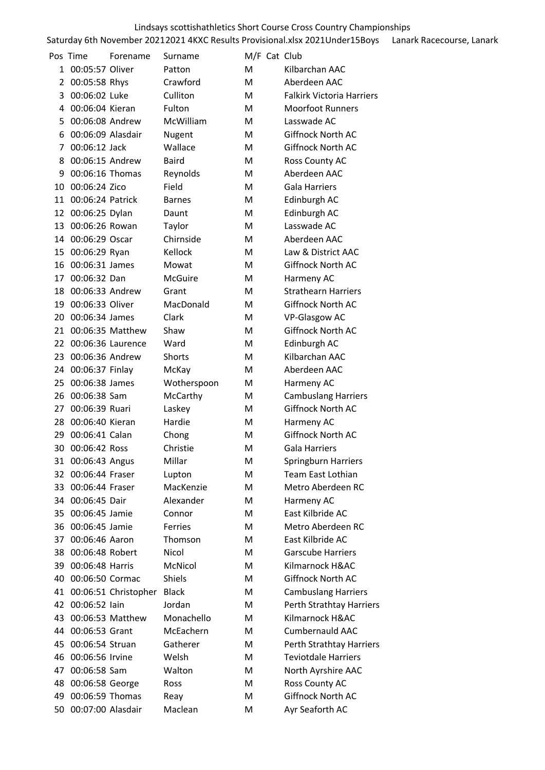Lindsays scottishathletics Short Course Cross Country Championships

Saturday 6th November 20212021 4KXC Results Provisional.xlsx 2021Under15Boys Lanark Racecourse, Lanark

| Pos | Time | Forename | Surname | M/F | Cat | Club |
|---|---|---|---|---|---|---|
| 1 | 00:05:57 | Oliver | Patton | M | | Kilbarchan AAC |
| 2 | 00:05:58 | Rhys | Crawford | M | | Aberdeen AAC |
| 3 | 00:06:02 | Luke | Culliton | M | | Falkirk Victoria Harriers |
| 4 | 00:06:04 | Kieran | Fulton | M | | Moorfoot Runners |
| 5 | 00:06:08 | Andrew | McWilliam | M | | Lasswade AC |
| 6 | 00:06:09 | Alasdair | Nugent | M | | Giffnock North AC |
| 7 | 00:06:12 | Jack | Wallace | M | | Giffnock North AC |
| 8 | 00:06:15 | Andrew | Baird | M | | Ross County AC |
| 9 | 00:06:16 | Thomas | Reynolds | M | | Aberdeen AAC |
| 10 | 00:06:24 | Zico | Field | M | | Gala Harriers |
| 11 | 00:06:24 | Patrick | Barnes | M | | Edinburgh AC |
| 12 | 00:06:25 | Dylan | Daunt | M | | Edinburgh AC |
| 13 | 00:06:26 | Rowan | Taylor | M | | Lasswade AC |
| 14 | 00:06:29 | Oscar | Chirnside | M | | Aberdeen AAC |
| 15 | 00:06:29 | Ryan | Kellock | M | | Law & District AAC |
| 16 | 00:06:31 | James | Mowat | M | | Giffnock North AC |
| 17 | 00:06:32 | Dan | McGuire | M | | Harmeny AC |
| 18 | 00:06:33 | Andrew | Grant | M | | Strathearn Harriers |
| 19 | 00:06:33 | Oliver | MacDonald | M | | Giffnock North AC |
| 20 | 00:06:34 | James | Clark | M | | VP-Glasgow AC |
| 21 | 00:06:35 | Matthew | Shaw | M | | Giffnock North AC |
| 22 | 00:06:36 | Laurence | Ward | M | | Edinburgh AC |
| 23 | 00:06:36 | Andrew | Shorts | M | | Kilbarchan AAC |
| 24 | 00:06:37 | Finlay | McKay | M | | Aberdeen AAC |
| 25 | 00:06:38 | James | Wotherspoon | M | | Harmeny AC |
| 26 | 00:06:38 | Sam | McCarthy | M | | Cambuslang Harriers |
| 27 | 00:06:39 | Ruari | Laskey | M | | Giffnock North AC |
| 28 | 00:06:40 | Kieran | Hardie | M | | Harmeny AC |
| 29 | 00:06:41 | Calan | Chong | M | | Giffnock North AC |
| 30 | 00:06:42 | Ross | Christie | M | | Gala Harriers |
| 31 | 00:06:43 | Angus | Millar | M | | Springburn Harriers |
| 32 | 00:06:44 | Fraser | Lupton | M | | Team East Lothian |
| 33 | 00:06:44 | Fraser | MacKenzie | M | | Metro Aberdeen RC |
| 34 | 00:06:45 | Dair | Alexander | M | | Harmeny AC |
| 35 | 00:06:45 | Jamie | Connor | M | | East Kilbride AC |
| 36 | 00:06:45 | Jamie | Ferries | M | | Metro Aberdeen RC |
| 37 | 00:06:46 | Aaron | Thomson | M | | East Kilbride AC |
| 38 | 00:06:48 | Robert | Nicol | M | | Garscube Harriers |
| 39 | 00:06:48 | Harris | McNicol | M | | Kilmarnock H&AC |
| 40 | 00:06:50 | Cormac | Shiels | M | | Giffnock North AC |
| 41 | 00:06:51 | Christopher | Black | M | | Cambuslang Harriers |
| 42 | 00:06:52 | Iain | Jordan | M | | Perth Strathtay Harriers |
| 43 | 00:06:53 | Matthew | Monachello | M | | Kilmarnock H&AC |
| 44 | 00:06:53 | Grant | McEachern | M | | Cumbernauld AAC |
| 45 | 00:06:54 | Struan | Gatherer | M | | Perth Strathtay Harriers |
| 46 | 00:06:56 | Irvine | Welsh | M | | Teviotdale Harriers |
| 47 | 00:06:58 | Sam | Walton | M | | North Ayrshire AAC |
| 48 | 00:06:58 | George | Ross | M | | Ross County AC |
| 49 | 00:06:59 | Thomas | Reay | M | | Giffnock North AC |
| 50 | 00:07:00 | Alasdair | Maclean | M | | Ayr Seaforth AC |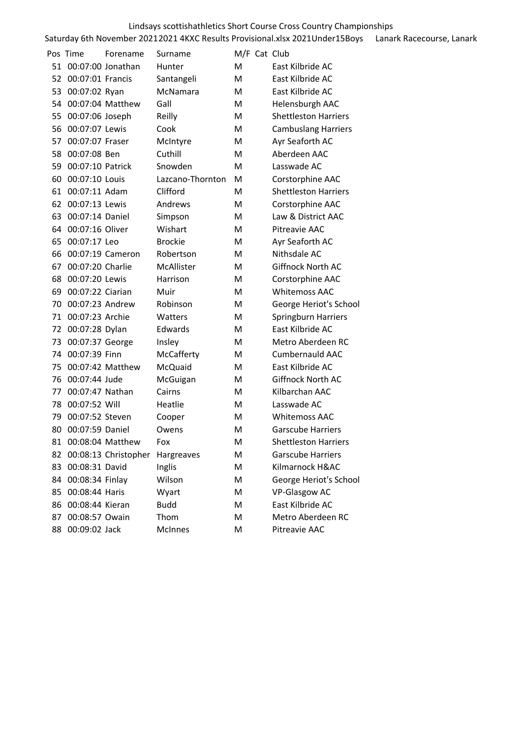Lindsays scottishathletics Short Course Cross Country Championships

Saturday 6th November 20212021 4KXC Results Provisional.xlsx 2021Under15Boys    Lanark Racecourse, Lanark

| Pos | Time | Forename | Surname | M/F | Cat | Club |
|---|---|---|---|---|---|---|
| 51 | 00:07:00 | Jonathan | Hunter | M | | East Kilbride AC |
| 52 | 00:07:01 | Francis | Santangeli | M | | East Kilbride AC |
| 53 | 00:07:02 | Ryan | McNamara | M | | East Kilbride AC |
| 54 | 00:07:04 | Matthew | Gall | M | | Helensburgh AAC |
| 55 | 00:07:06 | Joseph | Reilly | M | | Shettleston Harriers |
| 56 | 00:07:07 | Lewis | Cook | M | | Cambuslang Harriers |
| 57 | 00:07:07 | Fraser | McIntyre | M | | Ayr Seaforth AC |
| 58 | 00:07:08 | Ben | Cuthill | M | | Aberdeen AAC |
| 59 | 00:07:10 | Patrick | Snowden | M | | Lasswade AC |
| 60 | 00:07:10 | Louis | Lazcano-Thornton | M | | Corstorphine AAC |
| 61 | 00:07:11 | Adam | Clifford | M | | Shettleston Harriers |
| 62 | 00:07:13 | Lewis | Andrews | M | | Corstorphine AAC |
| 63 | 00:07:14 | Daniel | Simpson | M | | Law & District AAC |
| 64 | 00:07:16 | Oliver | Wishart | M | | Pitreavie AAC |
| 65 | 00:07:17 | Leo | Brockie | M | | Ayr Seaforth AC |
| 66 | 00:07:19 | Cameron | Robertson | M | | Nithsdale AC |
| 67 | 00:07:20 | Charlie | McAllister | M | | Giffnock North AC |
| 68 | 00:07:20 | Lewis | Harrison | M | | Corstorphine AAC |
| 69 | 00:07:22 | Ciarian | Muir | M | | Whitemoss AAC |
| 70 | 00:07:23 | Andrew | Robinson | M | | George Heriot's School |
| 71 | 00:07:23 | Archie | Watters | M | | Springburn Harriers |
| 72 | 00:07:28 | Dylan | Edwards | M | | East Kilbride AC |
| 73 | 00:07:37 | George | Insley | M | | Metro Aberdeen RC |
| 74 | 00:07:39 | Finn | McCafferty | M | | Cumbernauld AAC |
| 75 | 00:07:42 | Matthew | McQuaid | M | | East Kilbride AC |
| 76 | 00:07:44 | Jude | McGuigan | M | | Giffnock North AC |
| 77 | 00:07:47 | Nathan | Cairns | M | | Kilbarchan AAC |
| 78 | 00:07:52 | Will | Heatlie | M | | Lasswade AC |
| 79 | 00:07:52 | Steven | Cooper | M | | Whitemoss AAC |
| 80 | 00:07:59 | Daniel | Owens | M | | Garscube Harriers |
| 81 | 00:08:04 | Matthew | Fox | M | | Shettleston Harriers |
| 82 | 00:08:13 | Christopher | Hargreaves | M | | Garscube Harriers |
| 83 | 00:08:31 | David | Inglis | M | | Kilmarnock H&AC |
| 84 | 00:08:34 | Finlay | Wilson | M | | George Heriot's School |
| 85 | 00:08:44 | Haris | Wyart | M | | VP-Glasgow AC |
| 86 | 00:08:44 | Kieran | Budd | M | | East Kilbride AC |
| 87 | 00:08:57 | Owain | Thom | M | | Metro Aberdeen RC |
| 88 | 00:09:02 | Jack | McInnes | M | | Pitreavie AAC |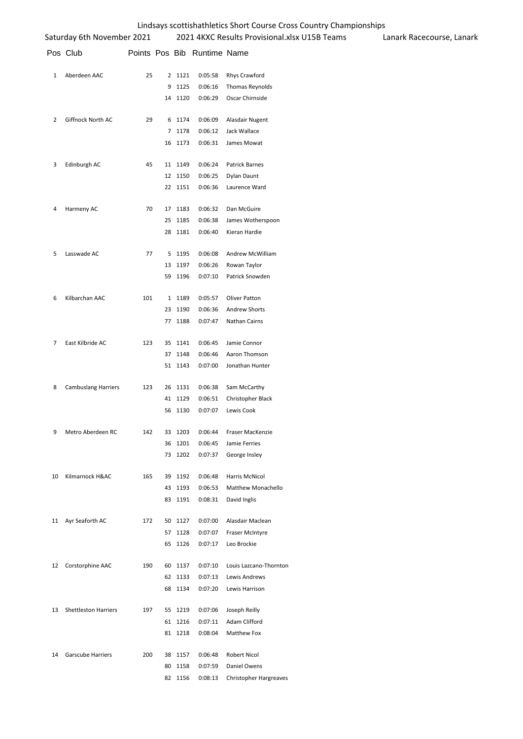Lindsays scottishathletics Short Course Cross Country Championships

Saturday 6th November 2021 — 2021 4KXC Results Provisional.xlsx U15B Teams — Lanark Racecourse, Lanark

| Pos | Club | Points | Pos | Bib | Runtime | Name |
|---|---|---|---|---|---|---|
| 1 | Aberdeen AAC | 25 | 2 | 1121 | 0:05:58 | Rhys Crawford |
| | | | 9 | 1125 | 0:06:16 | Thomas Reynolds |
| | | | 14 | 1120 | 0:06:29 | Oscar Chirnside |
| 2 | Giffnock North AC | 29 | 6 | 1174 | 0:06:09 | Alasdair Nugent |
| | | | 7 | 1178 | 0:06:12 | Jack Wallace |
| | | | 16 | 1173 | 0:06:31 | James Mowat |
| 3 | Edinburgh AC | 45 | 11 | 1149 | 0:06:24 | Patrick Barnes |
| | | | 12 | 1150 | 0:06:25 | Dylan Daunt |
| | | | 22 | 1151 | 0:06:36 | Laurence Ward |
| 4 | Harmeny AC | 70 | 17 | 1183 | 0:06:32 | Dan McGuire |
| | | | 25 | 1185 | 0:06:38 | James Wotherspoon |
| | | | 28 | 1181 | 0:06:40 | Kieran Hardie |
| 5 | Lasswade AC | 77 | 5 | 1195 | 0:06:08 | Andrew McWilliam |
| | | | 13 | 1197 | 0:06:26 | Rowan Taylor |
| | | | 59 | 1196 | 0:07:10 | Patrick Snowden |
| 6 | Kilbarchan AAC | 101 | 1 | 1189 | 0:05:57 | Oliver Patton |
| | | | 23 | 1190 | 0:06:36 | Andrew Shorts |
| | | | 77 | 1188 | 0:07:47 | Nathan Cairns |
| 7 | East Kilbride AC | 123 | 35 | 1141 | 0:06:45 | Jamie Connor |
| | | | 37 | 1148 | 0:06:46 | Aaron Thomson |
| | | | 51 | 1143 | 0:07:00 | Jonathan Hunter |
| 8 | Cambuslang Harriers | 123 | 26 | 1131 | 0:06:38 | Sam McCarthy |
| | | | 41 | 1129 | 0:06:51 | Christopher Black |
| | | | 56 | 1130 | 0:07:07 | Lewis Cook |
| 9 | Metro Aberdeen RC | 142 | 33 | 1203 | 0:06:44 | Fraser MacKenzie |
| | | | 36 | 1201 | 0:06:45 | Jamie Ferries |
| | | | 73 | 1202 | 0:07:37 | George Insley |
| 10 | Kilmarnock H&AC | 165 | 39 | 1192 | 0:06:48 | Harris McNicol |
| | | | 43 | 1193 | 0:06:53 | Matthew Monachello |
| | | | 83 | 1191 | 0:08:31 | David Inglis |
| 11 | Ayr Seaforth AC | 172 | 50 | 1127 | 0:07:00 | Alasdair Maclean |
| | | | 57 | 1128 | 0:07:07 | Fraser McIntyre |
| | | | 65 | 1126 | 0:07:17 | Leo Brockie |
| 12 | Corstorphine AAC | 190 | 60 | 1137 | 0:07:10 | Louis Lazcano-Thornton |
| | | | 62 | 1133 | 0:07:13 | Lewis Andrews |
| | | | 68 | 1134 | 0:07:20 | Lewis Harrison |
| 13 | Shettleston Harriers | 197 | 55 | 1219 | 0:07:06 | Joseph Reilly |
| | | | 61 | 1216 | 0:07:11 | Adam Clifford |
| | | | 81 | 1218 | 0:08:04 | Matthew Fox |
| 14 | Garscube Harriers | 200 | 38 | 1157 | 0:06:48 | Robert Nicol |
| | | | 80 | 1158 | 0:07:59 | Daniel Owens |
| | | | 82 | 1156 | 0:08:13 | Christopher Hargreaves |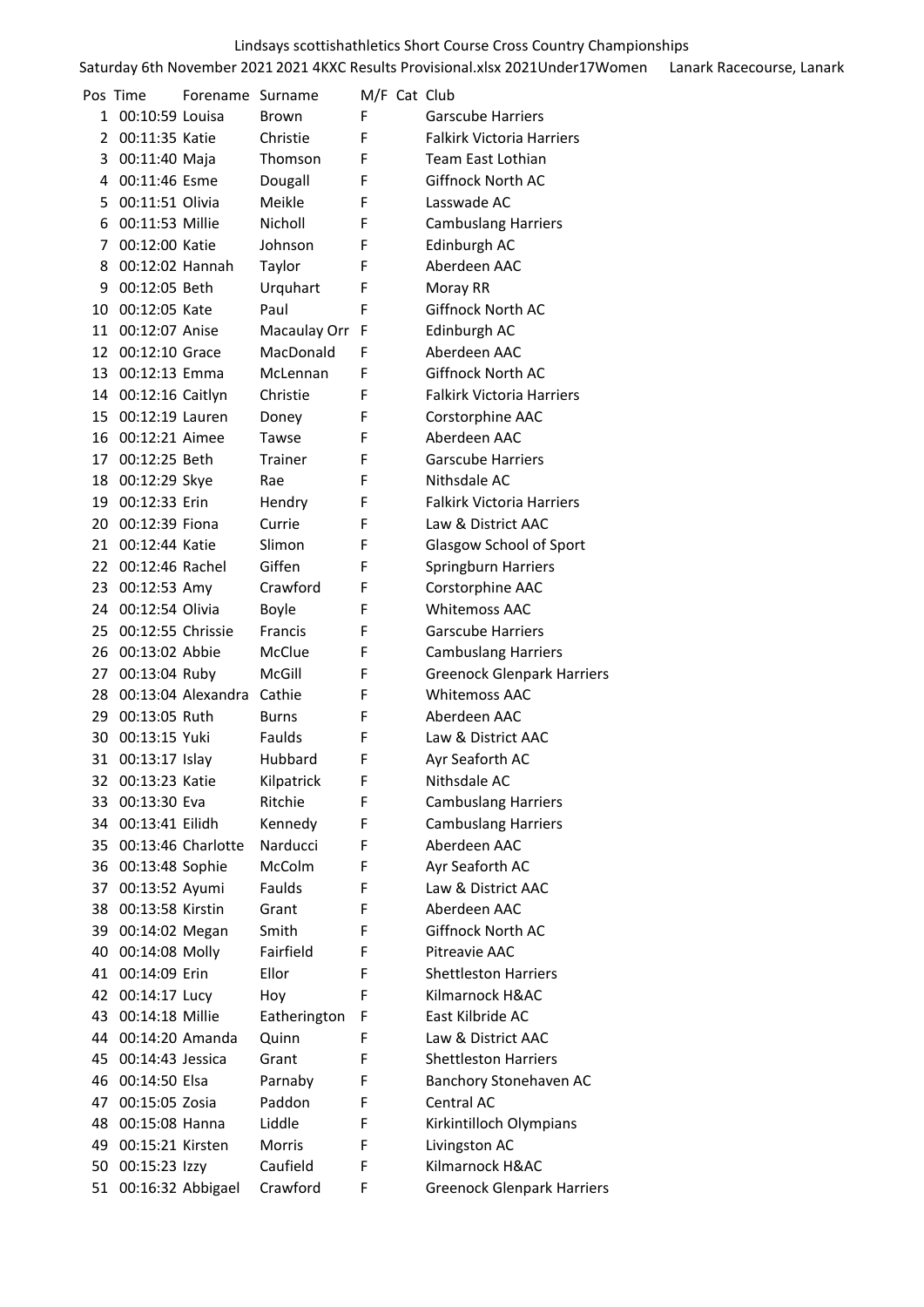Lindsays scottishathletics Short Course Cross Country Championships

Saturday 6th November 2021 2021 4KXC Results Provisional.xlsx 2021Under17Women Lanark Racecourse, Lanark

| Pos | Time | Forename | Surname | M/F | Cat | Club |
|---|---|---|---|---|---|---|
| 1 | 00:10:59 | Louisa | Brown | F | | Garscube Harriers |
| 2 | 00:11:35 | Katie | Christie | F | | Falkirk Victoria Harriers |
| 3 | 00:11:40 | Maja | Thomson | F | | Team East Lothian |
| 4 | 00:11:46 | Esme | Dougall | F | | Giffnock North AC |
| 5 | 00:11:51 | Olivia | Meikle | F | | Lasswade AC |
| 6 | 00:11:53 | Millie | Nicholl | F | | Cambuslang Harriers |
| 7 | 00:12:00 | Katie | Johnson | F | | Edinburgh AC |
| 8 | 00:12:02 | Hannah | Taylor | F | | Aberdeen AAC |
| 9 | 00:12:05 | Beth | Urquhart | F | | Moray RR |
| 10 | 00:12:05 | Kate | Paul | F | | Giffnock North AC |
| 11 | 00:12:07 | Anise | Macaulay Orr | F | | Edinburgh AC |
| 12 | 00:12:10 | Grace | MacDonald | F | | Aberdeen AAC |
| 13 | 00:12:13 | Emma | McLennan | F | | Giffnock North AC |
| 14 | 00:12:16 | Caitlyn | Christie | F | | Falkirk Victoria Harriers |
| 15 | 00:12:19 | Lauren | Doney | F | | Corstorphine AAC |
| 16 | 00:12:21 | Aimee | Tawse | F | | Aberdeen AAC |
| 17 | 00:12:25 | Beth | Trainer | F | | Garscube Harriers |
| 18 | 00:12:29 | Skye | Rae | F | | Nithsdale AC |
| 19 | 00:12:33 | Erin | Hendry | F | | Falkirk Victoria Harriers |
| 20 | 00:12:39 | Fiona | Currie | F | | Law & District AAC |
| 21 | 00:12:44 | Katie | Slimon | F | | Glasgow School of Sport |
| 22 | 00:12:46 | Rachel | Giffen | F | | Springburn Harriers |
| 23 | 00:12:53 | Amy | Crawford | F | | Corstorphine AAC |
| 24 | 00:12:54 | Olivia | Boyle | F | | Whitemoss AAC |
| 25 | 00:12:55 | Chrissie | Francis | F | | Garscube Harriers |
| 26 | 00:13:02 | Abbie | McClue | F | | Cambuslang Harriers |
| 27 | 00:13:04 | Ruby | McGill | F | | Greenock Glenpark Harriers |
| 28 | 00:13:04 | Alexandra | Cathie | F | | Whitemoss AAC |
| 29 | 00:13:05 | Ruth | Burns | F | | Aberdeen AAC |
| 30 | 00:13:15 | Yuki | Faulds | F | | Law & District AAC |
| 31 | 00:13:17 | Islay | Hubbard | F | | Ayr Seaforth AC |
| 32 | 00:13:23 | Katie | Kilpatrick | F | | Nithsdale AC |
| 33 | 00:13:30 | Eva | Ritchie | F | | Cambuslang Harriers |
| 34 | 00:13:41 | Eilidh | Kennedy | F | | Cambuslang Harriers |
| 35 | 00:13:46 | Charlotte | Narducci | F | | Aberdeen AAC |
| 36 | 00:13:48 | Sophie | McColm | F | | Ayr Seaforth AC |
| 37 | 00:13:52 | Ayumi | Faulds | F | | Law & District AAC |
| 38 | 00:13:58 | Kirstin | Grant | F | | Aberdeen AAC |
| 39 | 00:14:02 | Megan | Smith | F | | Giffnock North AC |
| 40 | 00:14:08 | Molly | Fairfield | F | | Pitreavie AAC |
| 41 | 00:14:09 | Erin | Ellor | F | | Shettleston Harriers |
| 42 | 00:14:17 | Lucy | Hoy | F | | Kilmarnock H&AC |
| 43 | 00:14:18 | Millie | Eatherington | F | | East Kilbride AC |
| 44 | 00:14:20 | Amanda | Quinn | F | | Law & District AAC |
| 45 | 00:14:43 | Jessica | Grant | F | | Shettleston Harriers |
| 46 | 00:14:50 | Elsa | Parnaby | F | | Banchory Stonehaven AC |
| 47 | 00:15:05 | Zosia | Paddon | F | | Central AC |
| 48 | 00:15:08 | Hanna | Liddle | F | | Kirkintilloch Olympians |
| 49 | 00:15:21 | Kirsten | Morris | F | | Livingston AC |
| 50 | 00:15:23 | Izzy | Caufield | F | | Kilmarnock H&AC |
| 51 | 00:16:32 | Abbigael | Crawford | F | | Greenock Glenpark Harriers |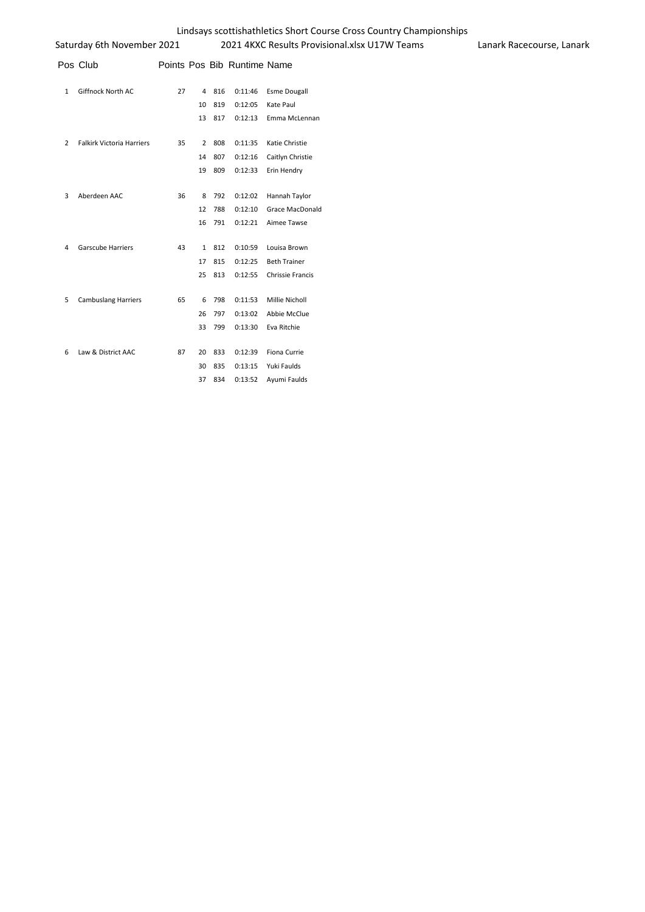Lindsays scottishathletics Short Course Cross Country Championships

Saturday 6th November 2021 — 2021 4KXC Results Provisional.xlsx U17W Teams — Lanark Racecourse, Lanark

| Pos | Club | Points | Pos | Bib | Runtime | Name |
|---|---|---|---|---|---|---|
| 1 | Giffnock North AC | 27 | 4 | 816 | 0:11:46 | Esme Dougall |
| | | | 10 | 819 | 0:12:05 | Kate Paul |
| | | | 13 | 817 | 0:12:13 | Emma McLennan |
| 2 | Falkirk Victoria Harriers | 35 | 2 | 808 | 0:11:35 | Katie Christie |
| | | | 14 | 807 | 0:12:16 | Caitlyn Christie |
| | | | 19 | 809 | 0:12:33 | Erin Hendry |
| 3 | Aberdeen AAC | 36 | 8 | 792 | 0:12:02 | Hannah Taylor |
| | | | 12 | 788 | 0:12:10 | Grace MacDonald |
| | | | 16 | 791 | 0:12:21 | Aimee Tawse |
| 4 | Garscube Harriers | 43 | 1 | 812 | 0:10:59 | Louisa Brown |
| | | | 17 | 815 | 0:12:25 | Beth Trainer |
| | | | 25 | 813 | 0:12:55 | Chrissie Francis |
| 5 | Cambuslang Harriers | 65 | 6 | 798 | 0:11:53 | Millie Nicholl |
| | | | 26 | 797 | 0:13:02 | Abbie McClue |
| | | | 33 | 799 | 0:13:30 | Eva Ritchie |
| 6 | Law & District AAC | 87 | 20 | 833 | 0:12:39 | Fiona Currie |
| | | | 30 | 835 | 0:13:15 | Yuki Faulds |
| | | | 37 | 834 | 0:13:52 | Ayumi Faulds |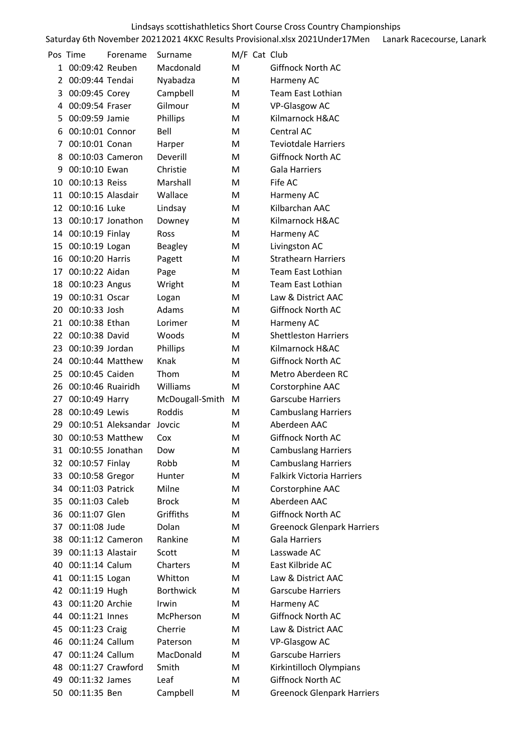Lindsays scottishathletics Short Course Cross Country Championships

Saturday 6th November 20212021 4KXC Results Provisional.xlsx 2021Under17Men Lanark Racecourse, Lanark

| Pos | Time | Forename | Surname | M/F | Cat | Club |
|---|---|---|---|---|---|---|
| 1 | 00:09:42 | Reuben | Macdonald | M | | Giffnock North AC |
| 2 | 00:09:44 | Tendai | Nyabadza | M | | Harmeny AC |
| 3 | 00:09:45 | Corey | Campbell | M | | Team East Lothian |
| 4 | 00:09:54 | Fraser | Gilmour | M | | VP-Glasgow AC |
| 5 | 00:09:59 | Jamie | Phillips | M | | Kilmarnock H&AC |
| 6 | 00:10:01 | Connor | Bell | M | | Central AC |
| 7 | 00:10:01 | Conan | Harper | M | | Teviotdale Harriers |
| 8 | 00:10:03 | Cameron | Deverill | M | | Giffnock North AC |
| 9 | 00:10:10 | Ewan | Christie | M | | Gala Harriers |
| 10 | 00:10:13 | Reiss | Marshall | M | | Fife AC |
| 11 | 00:10:15 | Alasdair | Wallace | M | | Harmeny AC |
| 12 | 00:10:16 | Luke | Lindsay | M | | Kilbarchan AAC |
| 13 | 00:10:17 | Jonathon | Downey | M | | Kilmarnock H&AC |
| 14 | 00:10:19 | Finlay | Ross | M | | Harmeny AC |
| 15 | 00:10:19 | Logan | Beagley | M | | Livingston AC |
| 16 | 00:10:20 | Harris | Pagett | M | | Strathearn Harriers |
| 17 | 00:10:22 | Aidan | Page | M | | Team East Lothian |
| 18 | 00:10:23 | Angus | Wright | M | | Team East Lothian |
| 19 | 00:10:31 | Oscar | Logan | M | | Law & District AAC |
| 20 | 00:10:33 | Josh | Adams | M | | Giffnock North AC |
| 21 | 00:10:38 | Ethan | Lorimer | M | | Harmeny AC |
| 22 | 00:10:38 | David | Woods | M | | Shettleston Harriers |
| 23 | 00:10:39 | Jordan | Phillips | M | | Kilmarnock H&AC |
| 24 | 00:10:44 | Matthew | Knak | M | | Giffnock North AC |
| 25 | 00:10:45 | Caiden | Thom | M | | Metro Aberdeen RC |
| 26 | 00:10:46 | Ruairidh | Williams | M | | Corstorphine AAC |
| 27 | 00:10:49 | Harry | McDougall-Smith | M | | Garscube Harriers |
| 28 | 00:10:49 | Lewis | Roddis | M | | Cambuslang Harriers |
| 29 | 00:10:51 | Aleksandar | Jovcic | M | | Aberdeen AAC |
| 30 | 00:10:53 | Matthew | Cox | M | | Giffnock North AC |
| 31 | 00:10:55 | Jonathan | Dow | M | | Cambuslang Harriers |
| 32 | 00:10:57 | Finlay | Robb | M | | Cambuslang Harriers |
| 33 | 00:10:58 | Gregor | Hunter | M | | Falkirk Victoria Harriers |
| 34 | 00:11:03 | Patrick | Milne | M | | Corstorphine AAC |
| 35 | 00:11:03 | Caleb | Brock | M | | Aberdeen AAC |
| 36 | 00:11:07 | Glen | Griffiths | M | | Giffnock North AC |
| 37 | 00:11:08 | Jude | Dolan | M | | Greenock Glenpark Harriers |
| 38 | 00:11:12 | Cameron | Rankine | M | | Gala Harriers |
| 39 | 00:11:13 | Alastair | Scott | M | | Lasswade AC |
| 40 | 00:11:14 | Calum | Charters | M | | East Kilbride AC |
| 41 | 00:11:15 | Logan | Whitton | M | | Law & District AAC |
| 42 | 00:11:19 | Hugh | Borthwick | M | | Garscube Harriers |
| 43 | 00:11:20 | Archie | Irwin | M | | Harmeny AC |
| 44 | 00:11:21 | Innes | McPherson | M | | Giffnock North AC |
| 45 | 00:11:23 | Craig | Cherrie | M | | Law & District AAC |
| 46 | 00:11:24 | Callum | Paterson | M | | VP-Glasgow AC |
| 47 | 00:11:24 | Callum | MacDonald | M | | Garscube Harriers |
| 48 | 00:11:27 | Crawford | Smith | M | | Kirkintilloch Olympians |
| 49 | 00:11:32 | James | Leaf | M | | Giffnock North AC |
| 50 | 00:11:35 | Ben | Campbell | M | | Greenock Glenpark Harriers |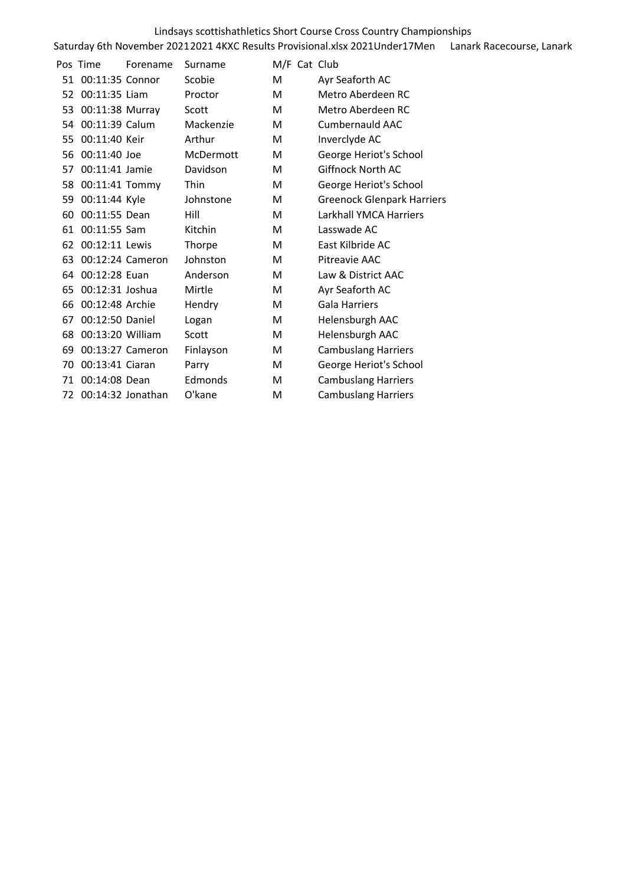Lindsays scottishathletics Short Course Cross Country Championships

Saturday 6th November 20212021 4KXC Results Provisional.xlsx 2021Under17Men Lanark Racecourse, Lanark

| Pos | Time | Forename | Surname | M/F | Cat | Club |
|---|---|---|---|---|---|---|
| 51 | 00:11:35 | Connor | Scobie | M | | Ayr Seaforth AC |
| 52 | 00:11:35 | Liam | Proctor | M | | Metro Aberdeen RC |
| 53 | 00:11:38 | Murray | Scott | M | | Metro Aberdeen RC |
| 54 | 00:11:39 | Calum | Mackenzie | M | | Cumbernauld AAC |
| 55 | 00:11:40 | Keir | Arthur | M | | Inverclyde AC |
| 56 | 00:11:40 | Joe | McDermott | M | | George Heriot's School |
| 57 | 00:11:41 | Jamie | Davidson | M | | Giffnock North AC |
| 58 | 00:11:41 | Tommy | Thin | M | | George Heriot's School |
| 59 | 00:11:44 | Kyle | Johnstone | M | | Greenock Glenpark Harriers |
| 60 | 00:11:55 | Dean | Hill | M | | Larkhall YMCA Harriers |
| 61 | 00:11:55 | Sam | Kitchin | M | | Lasswade AC |
| 62 | 00:12:11 | Lewis | Thorpe | M | | East Kilbride AC |
| 63 | 00:12:24 | Cameron | Johnston | M | | Pitreavie AAC |
| 64 | 00:12:28 | Euan | Anderson | M | | Law & District AAC |
| 65 | 00:12:31 | Joshua | Mirtle | M | | Ayr Seaforth AC |
| 66 | 00:12:48 | Archie | Hendry | M | | Gala Harriers |
| 67 | 00:12:50 | Daniel | Logan | M | | Helensburgh AAC |
| 68 | 00:13:20 | William | Scott | M | | Helensburgh AAC |
| 69 | 00:13:27 | Cameron | Finlayson | M | | Cambuslang Harriers |
| 70 | 00:13:41 | Ciaran | Parry | M | | George Heriot's School |
| 71 | 00:14:08 | Dean | Edmonds | M | | Cambuslang Harriers |
| 72 | 00:14:32 | Jonathan | O'kane | M | | Cambuslang Harriers |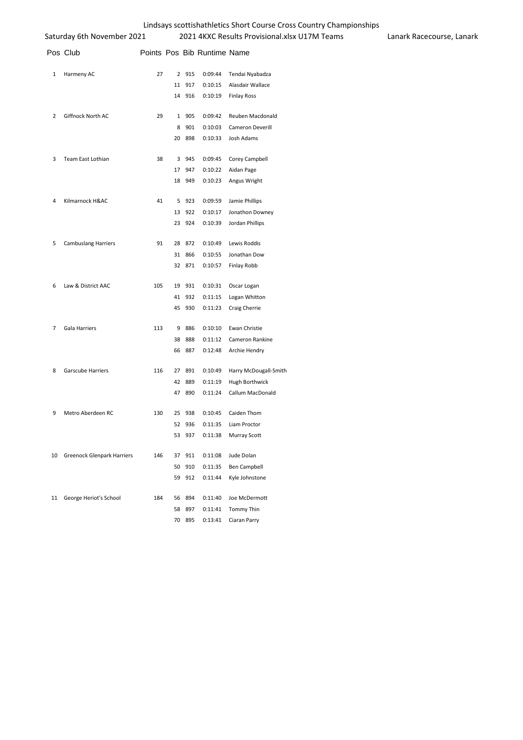Lindsays scottishathletics Short Course Cross Country Championships

Saturday 6th November 2021 — 2021 4KXC Results Provisional.xlsx U17M Teams — Lanark Racecourse, Lanark

| Pos | Club | Points | Pos | Bib | Runtime | Name |
|---|---|---|---|---|---|---|
| 1 | Harmeny AC | 27 | 2 | 915 | 0:09:44 | Tendai Nyabadza |
| | | | 11 | 917 | 0:10:15 | Alasdair Wallace |
| | | | 14 | 916 | 0:10:19 | Finlay Ross |
| 2 | Giffnock North AC | 29 | 1 | 905 | 0:09:42 | Reuben Macdonald |
| | | | 8 | 901 | 0:10:03 | Cameron Deverill |
| | | | 20 | 898 | 0:10:33 | Josh Adams |
| 3 | Team East Lothian | 38 | 3 | 945 | 0:09:45 | Corey Campbell |
| | | | 17 | 947 | 0:10:22 | Aidan Page |
| | | | 18 | 949 | 0:10:23 | Angus Wright |
| 4 | Kilmarnock H&AC | 41 | 5 | 923 | 0:09:59 | Jamie Phillips |
| | | | 13 | 922 | 0:10:17 | Jonathon Downey |
| | | | 23 | 924 | 0:10:39 | Jordan Phillips |
| 5 | Cambuslang Harriers | 91 | 28 | 872 | 0:10:49 | Lewis Roddis |
| | | | 31 | 866 | 0:10:55 | Jonathan Dow |
| | | | 32 | 871 | 0:10:57 | Finlay Robb |
| 6 | Law & District AAC | 105 | 19 | 931 | 0:10:31 | Oscar Logan |
| | | | 41 | 932 | 0:11:15 | Logan Whitton |
| | | | 45 | 930 | 0:11:23 | Craig Cherrie |
| 7 | Gala Harriers | 113 | 9 | 886 | 0:10:10 | Ewan Christie |
| | | | 38 | 888 | 0:11:12 | Cameron Rankine |
| | | | 66 | 887 | 0:12:48 | Archie Hendry |
| 8 | Garscube Harriers | 116 | 27 | 891 | 0:10:49 | Harry McDougall-Smith |
| | | | 42 | 889 | 0:11:19 | Hugh Borthwick |
| | | | 47 | 890 | 0:11:24 | Callum MacDonald |
| 9 | Metro Aberdeen RC | 130 | 25 | 938 | 0:10:45 | Caiden Thom |
| | | | 52 | 936 | 0:11:35 | Liam Proctor |
| | | | 53 | 937 | 0:11:38 | Murray Scott |
| 10 | Greenock Glenpark Harriers | 146 | 37 | 911 | 0:11:08 | Jude Dolan |
| | | | 50 | 910 | 0:11:35 | Ben Campbell |
| | | | 59 | 912 | 0:11:44 | Kyle Johnstone |
| 11 | George Heriot's School | 184 | 56 | 894 | 0:11:40 | Joe McDermott |
| | | | 58 | 897 | 0:11:41 | Tommy Thin |
| | | | 70 | 895 | 0:13:41 | Ciaran Parry |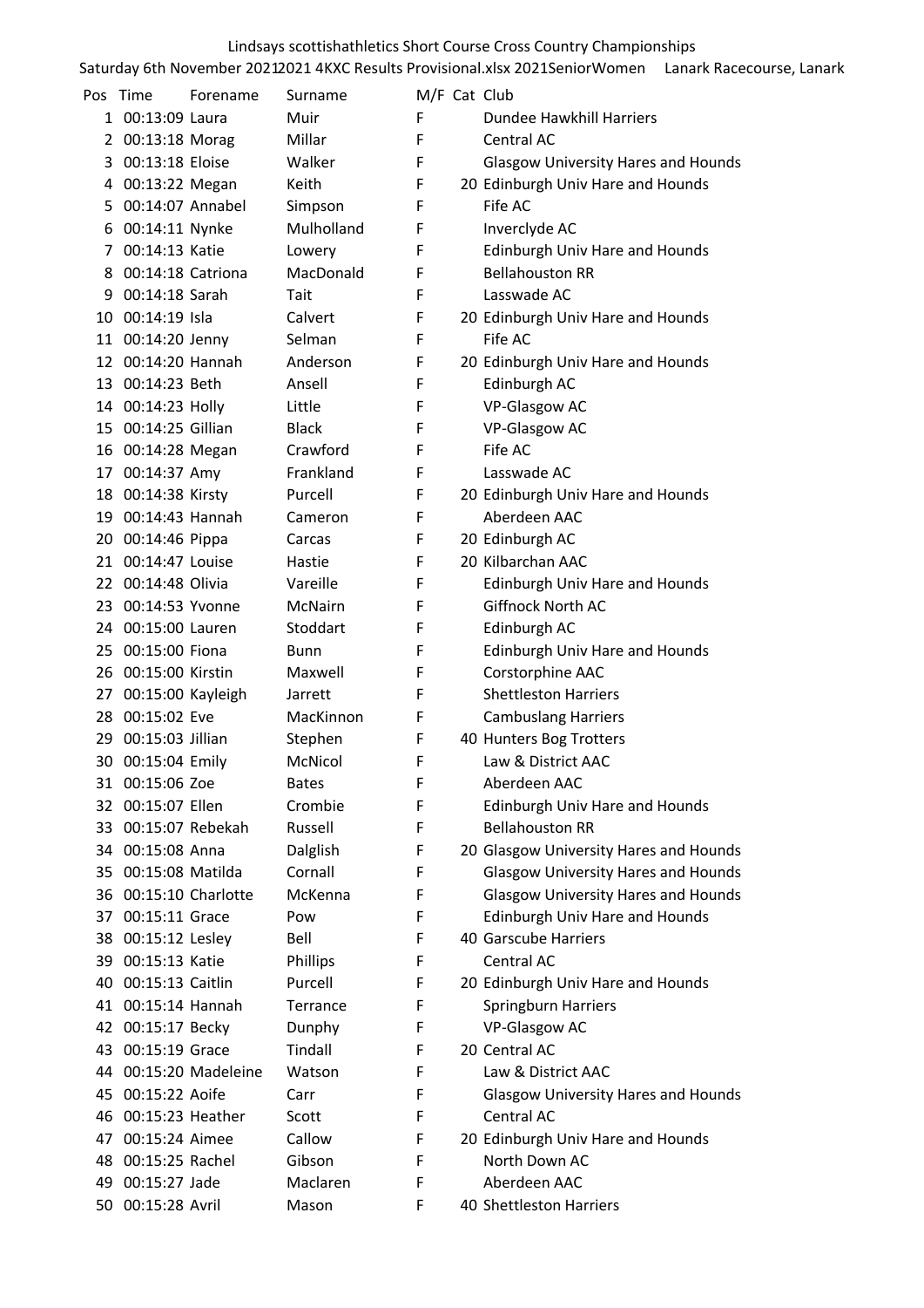Lindsays scottishathletics Short Course Cross Country Championships

Saturday 6th November 2021 2021 4KXC Results Provisional.xlsx 2021SeniorWomen Lanark Racecourse, Lanark

| Pos | Time | Forename | Surname | M/F | Cat | Club |
|---|---|---|---|---|---|---|
| 1 | 00:13:09 | Laura | Muir | F | | Dundee Hawkhill Harriers |
| 2 | 00:13:18 | Morag | Millar | F | | Central AC |
| 3 | 00:13:18 | Eloise | Walker | F | | Glasgow University Hares and Hounds |
| 4 | 00:13:22 | Megan | Keith | F | 20 | Edinburgh Univ Hare and Hounds |
| 5 | 00:14:07 | Annabel | Simpson | F | | Fife AC |
| 6 | 00:14:11 | Nynke | Mulholland | F | | Inverclyde AC |
| 7 | 00:14:13 | Katie | Lowery | F | | Edinburgh Univ Hare and Hounds |
| 8 | 00:14:18 | Catriona | MacDonald | F | | Bellahouston RR |
| 9 | 00:14:18 | Sarah | Tait | F | | Lasswade AC |
| 10 | 00:14:19 | Isla | Calvert | F | 20 | Edinburgh Univ Hare and Hounds |
| 11 | 00:14:20 | Jenny | Selman | F | | Fife AC |
| 12 | 00:14:20 | Hannah | Anderson | F | 20 | Edinburgh Univ Hare and Hounds |
| 13 | 00:14:23 | Beth | Ansell | F | | Edinburgh AC |
| 14 | 00:14:23 | Holly | Little | F | | VP-Glasgow AC |
| 15 | 00:14:25 | Gillian | Black | F | | VP-Glasgow AC |
| 16 | 00:14:28 | Megan | Crawford | F | | Fife AC |
| 17 | 00:14:37 | Amy | Frankland | F | | Lasswade AC |
| 18 | 00:14:38 | Kirsty | Purcell | F | 20 | Edinburgh Univ Hare and Hounds |
| 19 | 00:14:43 | Hannah | Cameron | F | | Aberdeen AAC |
| 20 | 00:14:46 | Pippa | Carcas | F | 20 | Edinburgh AC |
| 21 | 00:14:47 | Louise | Hastie | F | 20 | Kilbarchan AAC |
| 22 | 00:14:48 | Olivia | Vareille | F | | Edinburgh Univ Hare and Hounds |
| 23 | 00:14:53 | Yvonne | McNairn | F | | Giffnock North AC |
| 24 | 00:15:00 | Lauren | Stoddart | F | | Edinburgh AC |
| 25 | 00:15:00 | Fiona | Bunn | F | | Edinburgh Univ Hare and Hounds |
| 26 | 00:15:00 | Kirstin | Maxwell | F | | Corstorphine AAC |
| 27 | 00:15:00 | Kayleigh | Jarrett | F | | Shettleston Harriers |
| 28 | 00:15:02 | Eve | MacKinnon | F | | Cambuslang Harriers |
| 29 | 00:15:03 | Jillian | Stephen | F | 40 | Hunters Bog Trotters |
| 30 | 00:15:04 | Emily | McNicol | F | | Law & District AAC |
| 31 | 00:15:06 | Zoe | Bates | F | | Aberdeen AAC |
| 32 | 00:15:07 | Ellen | Crombie | F | | Edinburgh Univ Hare and Hounds |
| 33 | 00:15:07 | Rebekah | Russell | F | | Bellahouston RR |
| 34 | 00:15:08 | Anna | Dalglish | F | 20 | Glasgow University Hares and Hounds |
| 35 | 00:15:08 | Matilda | Cornall | F | | Glasgow University Hares and Hounds |
| 36 | 00:15:10 | Charlotte | McKenna | F | | Glasgow University Hares and Hounds |
| 37 | 00:15:11 | Grace | Pow | F | | Edinburgh Univ Hare and Hounds |
| 38 | 00:15:12 | Lesley | Bell | F | 40 | Garscube Harriers |
| 39 | 00:15:13 | Katie | Phillips | F | | Central AC |
| 40 | 00:15:13 | Caitlin | Purcell | F | 20 | Edinburgh Univ Hare and Hounds |
| 41 | 00:15:14 | Hannah | Terrance | F | | Springburn Harriers |
| 42 | 00:15:17 | Becky | Dunphy | F | | VP-Glasgow AC |
| 43 | 00:15:19 | Grace | Tindall | F | 20 | Central AC |
| 44 | 00:15:20 | Madeleine | Watson | F | | Law & District AAC |
| 45 | 00:15:22 | Aoife | Carr | F | | Glasgow University Hares and Hounds |
| 46 | 00:15:23 | Heather | Scott | F | | Central AC |
| 47 | 00:15:24 | Aimee | Callow | F | 20 | Edinburgh Univ Hare and Hounds |
| 48 | 00:15:25 | Rachel | Gibson | F | | North Down AC |
| 49 | 00:15:27 | Jade | Maclaren | F | | Aberdeen AAC |
| 50 | 00:15:28 | Avril | Mason | F | 40 | Shettleston Harriers |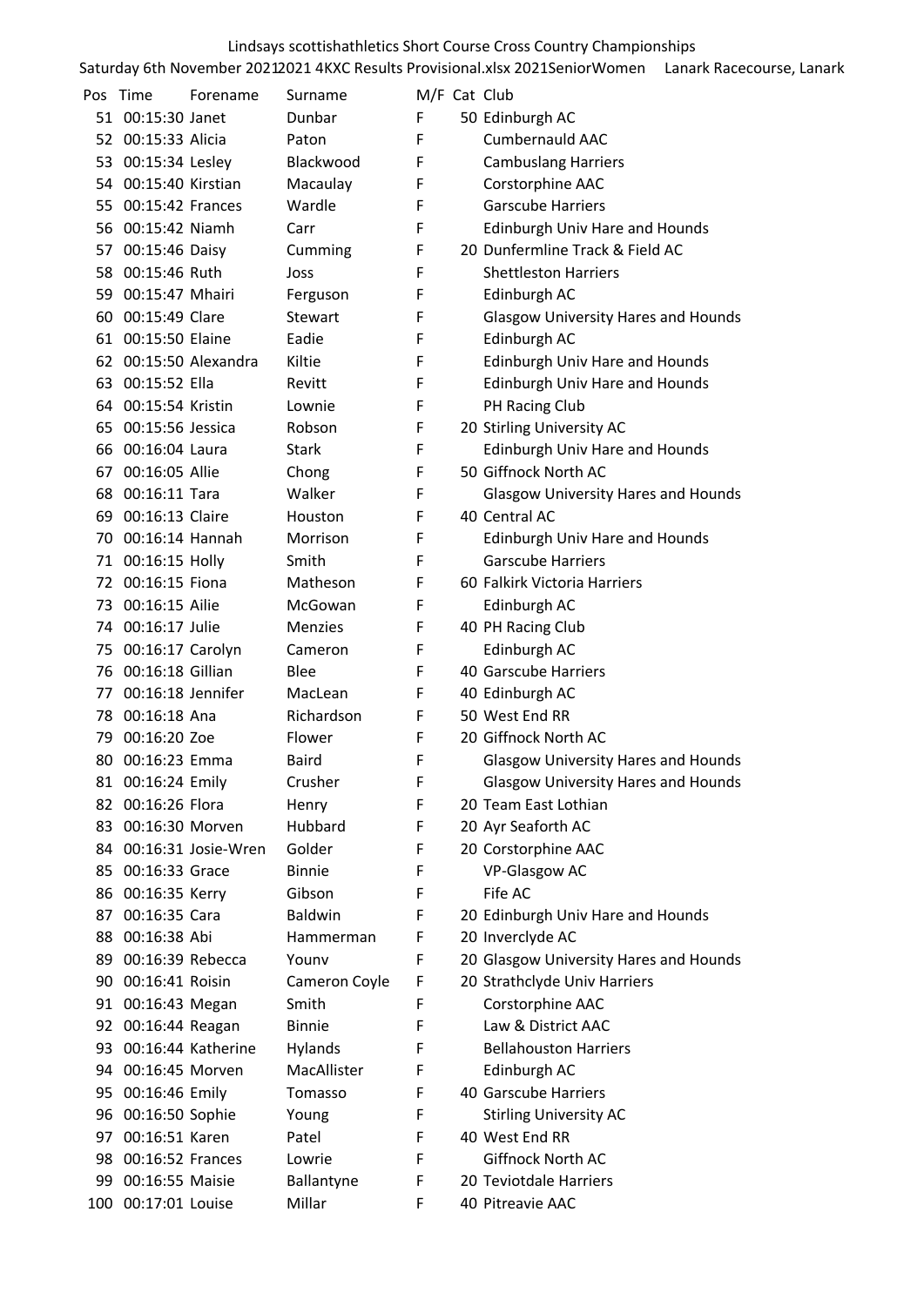Lindsays scottishathletics Short Course Cross Country Championships

Saturday 6th November 20212021 4KXC Results Provisional.xlsx 2021SeniorWomen     Lanark Racecourse, Lanark

| Pos | Time | Forename | Surname | M/F | Cat | Club |
|---|---|---|---|---|---|---|
| 51 | 00:15:30 | Janet | Dunbar | F | 50 | Edinburgh AC |
| 52 | 00:15:33 | Alicia | Paton | F | | Cumbernauld AAC |
| 53 | 00:15:34 | Lesley | Blackwood | F | | Cambuslang Harriers |
| 54 | 00:15:40 | Kirstian | Macaulay | F | | Corstorphine AAC |
| 55 | 00:15:42 | Frances | Wardle | F | | Garscube Harriers |
| 56 | 00:15:42 | Niamh | Carr | F | | Edinburgh Univ Hare and Hounds |
| 57 | 00:15:46 | Daisy | Cumming | F | 20 | Dunfermline Track & Field AC |
| 58 | 00:15:46 | Ruth | Joss | F | | Shettleston Harriers |
| 59 | 00:15:47 | Mhairi | Ferguson | F | | Edinburgh AC |
| 60 | 00:15:49 | Clare | Stewart | F | | Glasgow University Hares and Hounds |
| 61 | 00:15:50 | Elaine | Eadie | F | | Edinburgh AC |
| 62 | 00:15:50 | Alexandra | Kiltie | F | | Edinburgh Univ Hare and Hounds |
| 63 | 00:15:52 | Ella | Revitt | F | | Edinburgh Univ Hare and Hounds |
| 64 | 00:15:54 | Kristin | Lownie | F | | PH Racing Club |
| 65 | 00:15:56 | Jessica | Robson | F | 20 | Stirling University AC |
| 66 | 00:16:04 | Laura | Stark | F | | Edinburgh Univ Hare and Hounds |
| 67 | 00:16:05 | Allie | Chong | F | 50 | Giffnock North AC |
| 68 | 00:16:11 | Tara | Walker | F | | Glasgow University Hares and Hounds |
| 69 | 00:16:13 | Claire | Houston | F | 40 | Central AC |
| 70 | 00:16:14 | Hannah | Morrison | F | | Edinburgh Univ Hare and Hounds |
| 71 | 00:16:15 | Holly | Smith | F | | Garscube Harriers |
| 72 | 00:16:15 | Fiona | Matheson | F | 60 | Falkirk Victoria Harriers |
| 73 | 00:16:15 | Ailie | McGowan | F | | Edinburgh AC |
| 74 | 00:16:17 | Julie | Menzies | F | 40 | PH Racing Club |
| 75 | 00:16:17 | Carolyn | Cameron | F | | Edinburgh AC |
| 76 | 00:16:18 | Gillian | Blee | F | 40 | Garscube Harriers |
| 77 | 00:16:18 | Jennifer | MacLean | F | 40 | Edinburgh AC |
| 78 | 00:16:18 | Ana | Richardson | F | 50 | West End RR |
| 79 | 00:16:20 | Zoe | Flower | F | 20 | Giffnock North AC |
| 80 | 00:16:23 | Emma | Baird | F | | Glasgow University Hares and Hounds |
| 81 | 00:16:24 | Emily | Crusher | F | | Glasgow University Hares and Hounds |
| 82 | 00:16:26 | Flora | Henry | F | 20 | Team East Lothian |
| 83 | 00:16:30 | Morven | Hubbard | F | 20 | Ayr Seaforth AC |
| 84 | 00:16:31 | Josie-Wren | Golder | F | 20 | Corstorphine AAC |
| 85 | 00:16:33 | Grace | Binnie | F | | VP-Glasgow AC |
| 86 | 00:16:35 | Kerry | Gibson | F | | Fife AC |
| 87 | 00:16:35 | Cara | Baldwin | F | 20 | Edinburgh Univ Hare and Hounds |
| 88 | 00:16:38 | Abi | Hammerman | F | 20 | Inverclyde AC |
| 89 | 00:16:39 | Rebecca | Younv | F | 20 | Glasgow University Hares and Hounds |
| 90 | 00:16:41 | Roisin | Cameron Coyle | F | 20 | Strathclyde Univ Harriers |
| 91 | 00:16:43 | Megan | Smith | F | | Corstorphine AAC |
| 92 | 00:16:44 | Reagan | Binnie | F | | Law & District AAC |
| 93 | 00:16:44 | Katherine | Hylands | F | | Bellahouston Harriers |
| 94 | 00:16:45 | Morven | MacAllister | F | | Edinburgh AC |
| 95 | 00:16:46 | Emily | Tomasso | F | 40 | Garscube Harriers |
| 96 | 00:16:50 | Sophie | Young | F | | Stirling University AC |
| 97 | 00:16:51 | Karen | Patel | F | 40 | West End RR |
| 98 | 00:16:52 | Frances | Lowrie | F | | Giffnock North AC |
| 99 | 00:16:55 | Maisie | Ballantyne | F | 20 | Teviotdale Harriers |
| 100 | 00:17:01 | Louise | Millar | F | 40 | Pitreavie AAC |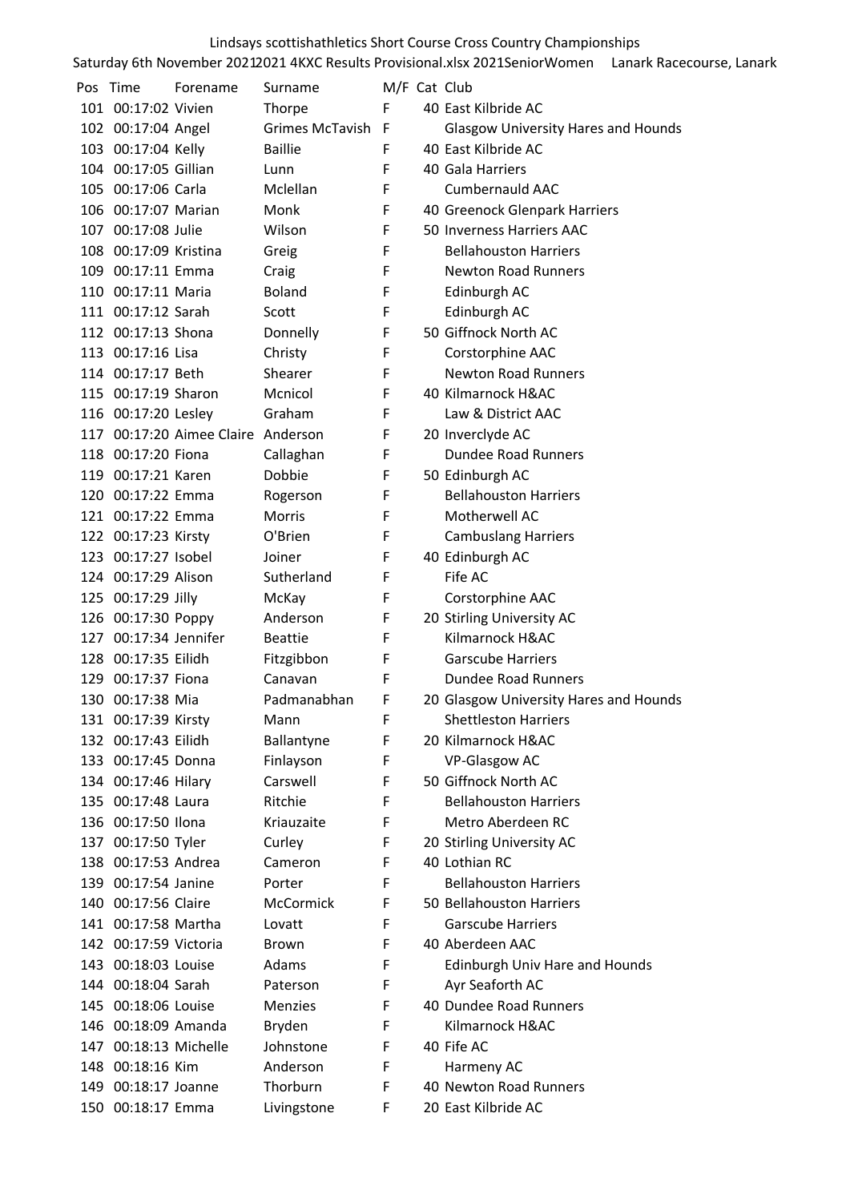Lindsays scottishathletics Short Course Cross Country Championships

Saturday 6th November 2021 2021 4KXC Results Provisional.xlsx 2021SeniorWomen Lanark Racecourse, Lanark

| Pos | Time | Forename | Surname | M/F | Cat | Club |
|---|---|---|---|---|---|---|
| 101 | 00:17:02 | Vivien | Thorpe | F | 40 | East Kilbride AC |
| 102 | 00:17:04 | Angel | Grimes McTavish | F | | Glasgow University Hares and Hounds |
| 103 | 00:17:04 | Kelly | Baillie | F | 40 | East Kilbride AC |
| 104 | 00:17:05 | Gillian | Lunn | F | 40 | Gala Harriers |
| 105 | 00:17:06 | Carla | Mclellan | F | | Cumbernauld AAC |
| 106 | 00:17:07 | Marian | Monk | F | 40 | Greenock Glenpark Harriers |
| 107 | 00:17:08 | Julie | Wilson | F | 50 | Inverness Harriers AAC |
| 108 | 00:17:09 | Kristina | Greig | F | | Bellahouston Harriers |
| 109 | 00:17:11 | Emma | Craig | F | | Newton Road Runners |
| 110 | 00:17:11 | Maria | Boland | F | | Edinburgh AC |
| 111 | 00:17:12 | Sarah | Scott | F | | Edinburgh AC |
| 112 | 00:17:13 | Shona | Donnelly | F | 50 | Giffnock North AC |
| 113 | 00:17:16 | Lisa | Christy | F | | Corstorphine AAC |
| 114 | 00:17:17 | Beth | Shearer | F | | Newton Road Runners |
| 115 | 00:17:19 | Sharon | Mcnicol | F | 40 | Kilmarnock H&AC |
| 116 | 00:17:20 | Lesley | Graham | F | | Law & District AAC |
| 117 | 00:17:20 | Aimee Claire | Anderson | F | 20 | Inverclyde AC |
| 118 | 00:17:20 | Fiona | Callaghan | F | | Dundee Road Runners |
| 119 | 00:17:21 | Karen | Dobbie | F | 50 | Edinburgh AC |
| 120 | 00:17:22 | Emma | Rogerson | F | | Bellahouston Harriers |
| 121 | 00:17:22 | Emma | Morris | F | | Motherwell AC |
| 122 | 00:17:23 | Kirsty | O'Brien | F | | Cambuslang Harriers |
| 123 | 00:17:27 | Isobel | Joiner | F | 40 | Edinburgh AC |
| 124 | 00:17:29 | Alison | Sutherland | F | | Fife AC |
| 125 | 00:17:29 | Jilly | McKay | F | | Corstorphine AAC |
| 126 | 00:17:30 | Poppy | Anderson | F | 20 | Stirling University AC |
| 127 | 00:17:34 | Jennifer | Beattie | F | | Kilmarnock H&AC |
| 128 | 00:17:35 | Eilidh | Fitzgibbon | F | | Garscube Harriers |
| 129 | 00:17:37 | Fiona | Canavan | F | | Dundee Road Runners |
| 130 | 00:17:38 | Mia | Padmanabhan | F | 20 | Glasgow University Hares and Hounds |
| 131 | 00:17:39 | Kirsty | Mann | F | | Shettleston Harriers |
| 132 | 00:17:43 | Eilidh | Ballantyne | F | 20 | Kilmarnock H&AC |
| 133 | 00:17:45 | Donna | Finlayson | F | | VP-Glasgow AC |
| 134 | 00:17:46 | Hilary | Carswell | F | 50 | Giffnock North AC |
| 135 | 00:17:48 | Laura | Ritchie | F | | Bellahouston Harriers |
| 136 | 00:17:50 | Ilona | Kriauzaite | F | | Metro Aberdeen RC |
| 137 | 00:17:50 | Tyler | Curley | F | 20 | Stirling University AC |
| 138 | 00:17:53 | Andrea | Cameron | F | 40 | Lothian RC |
| 139 | 00:17:54 | Janine | Porter | F | | Bellahouston Harriers |
| 140 | 00:17:56 | Claire | McCormick | F | 50 | Bellahouston Harriers |
| 141 | 00:17:58 | Martha | Lovatt | F | | Garscube Harriers |
| 142 | 00:17:59 | Victoria | Brown | F | 40 | Aberdeen AAC |
| 143 | 00:18:03 | Louise | Adams | F | | Edinburgh Univ Hare and Hounds |
| 144 | 00:18:04 | Sarah | Paterson | F | | Ayr Seaforth AC |
| 145 | 00:18:06 | Louise | Menzies | F | 40 | Dundee Road Runners |
| 146 | 00:18:09 | Amanda | Bryden | F | | Kilmarnock H&AC |
| 147 | 00:18:13 | Michelle | Johnstone | F | 40 | Fife AC |
| 148 | 00:18:16 | Kim | Anderson | F | | Harmeny AC |
| 149 | 00:18:17 | Joanne | Thorburn | F | 40 | Newton Road Runners |
| 150 | 00:18:17 | Emma | Livingstone | F | 20 | East Kilbride AC |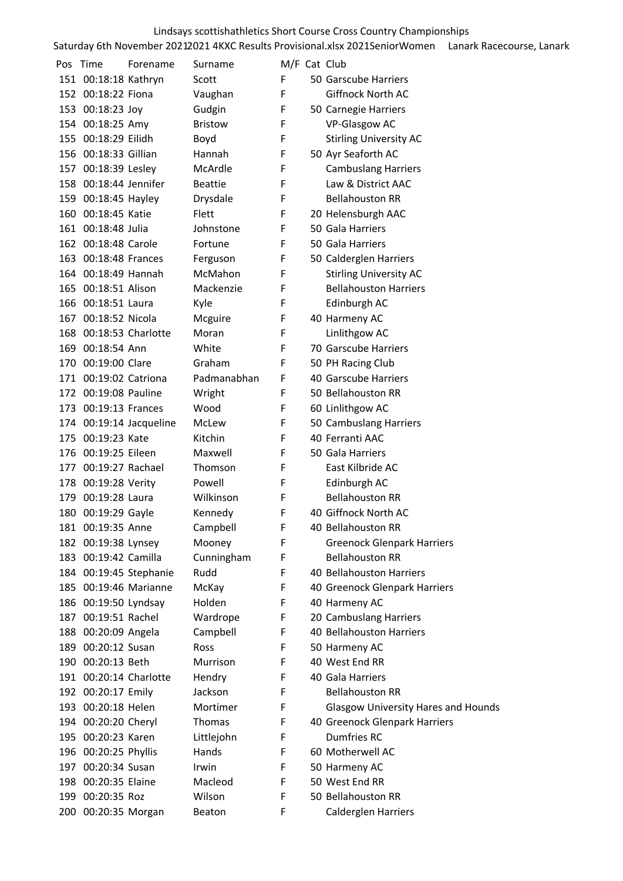Lindsays scottishathletics Short Course Cross Country Championships

Saturday 6th November 20212021 4KXC Results Provisional.xlsx 2021SeniorWomen Lanark Racecourse, Lanark

| Pos | Time | Forename | Surname | M/F | Cat | Club |
|---|---|---|---|---|---|---|
| 151 | 00:18:18 | Kathryn | Scott | F | 50 | Garscube Harriers |
| 152 | 00:18:22 | Fiona | Vaughan | F | | Giffnock North AC |
| 153 | 00:18:23 | Joy | Gudgin | F | 50 | Carnegie Harriers |
| 154 | 00:18:25 | Amy | Bristow | F | | VP-Glasgow AC |
| 155 | 00:18:29 | Eilidh | Boyd | F | | Stirling University AC |
| 156 | 00:18:33 | Gillian | Hannah | F | 50 | Ayr Seaforth AC |
| 157 | 00:18:39 | Lesley | McArdle | F | | Cambuslang Harriers |
| 158 | 00:18:44 | Jennifer | Beattie | F | | Law & District AAC |
| 159 | 00:18:45 | Hayley | Drysdale | F | | Bellahouston RR |
| 160 | 00:18:45 | Katie | Flett | F | 20 | Helensburgh AAC |
| 161 | 00:18:48 | Julia | Johnstone | F | 50 | Gala Harriers |
| 162 | 00:18:48 | Carole | Fortune | F | 50 | Gala Harriers |
| 163 | 00:18:48 | Frances | Ferguson | F | 50 | Calderglen Harriers |
| 164 | 00:18:49 | Hannah | McMahon | F | | Stirling University AC |
| 165 | 00:18:51 | Alison | Mackenzie | F | | Bellahouston Harriers |
| 166 | 00:18:51 | Laura | Kyle | F | | Edinburgh AC |
| 167 | 00:18:52 | Nicola | Mcguire | F | 40 | Harmeny AC |
| 168 | 00:18:53 | Charlotte | Moran | F | | Linlithgow AC |
| 169 | 00:18:54 | Ann | White | F | 70 | Garscube Harriers |
| 170 | 00:19:00 | Clare | Graham | F | 50 | PH Racing Club |
| 171 | 00:19:02 | Catriona | Padmanabhan | F | 40 | Garscube Harriers |
| 172 | 00:19:08 | Pauline | Wright | F | 50 | Bellahouston RR |
| 173 | 00:19:13 | Frances | Wood | F | 60 | Linlithgow AC |
| 174 | 00:19:14 | Jacqueline | McLew | F | 50 | Cambuslang Harriers |
| 175 | 00:19:23 | Kate | Kitchin | F | 40 | Ferranti AAC |
| 176 | 00:19:25 | Eileen | Maxwell | F | 50 | Gala Harriers |
| 177 | 00:19:27 | Rachael | Thomson | F | | East Kilbride AC |
| 178 | 00:19:28 | Verity | Powell | F | | Edinburgh AC |
| 179 | 00:19:28 | Laura | Wilkinson | F | | Bellahouston RR |
| 180 | 00:19:29 | Gayle | Kennedy | F | 40 | Giffnock North AC |
| 181 | 00:19:35 | Anne | Campbell | F | 40 | Bellahouston RR |
| 182 | 00:19:38 | Lynsey | Mooney | F | | Greenock Glenpark Harriers |
| 183 | 00:19:42 | Camilla | Cunningham | F | | Bellahouston RR |
| 184 | 00:19:45 | Stephanie | Rudd | F | 40 | Bellahouston Harriers |
| 185 | 00:19:46 | Marianne | McKay | F | 40 | Greenock Glenpark Harriers |
| 186 | 00:19:50 | Lyndsay | Holden | F | 40 | Harmeny AC |
| 187 | 00:19:51 | Rachel | Wardrope | F | 20 | Cambuslang Harriers |
| 188 | 00:20:09 | Angela | Campbell | F | 40 | Bellahouston Harriers |
| 189 | 00:20:12 | Susan | Ross | F | 50 | Harmeny AC |
| 190 | 00:20:13 | Beth | Murrison | F | 40 | West End RR |
| 191 | 00:20:14 | Charlotte | Hendry | F | 40 | Gala Harriers |
| 192 | 00:20:17 | Emily | Jackson | F | | Bellahouston RR |
| 193 | 00:20:18 | Helen | Mortimer | F | | Glasgow University Hares and Hounds |
| 194 | 00:20:20 | Cheryl | Thomas | F | 40 | Greenock Glenpark Harriers |
| 195 | 00:20:23 | Karen | Littlejohn | F | | Dumfries RC |
| 196 | 00:20:25 | Phyllis | Hands | F | 60 | Motherwell AC |
| 197 | 00:20:34 | Susan | Irwin | F | 50 | Harmeny AC |
| 198 | 00:20:35 | Elaine | Macleod | F | 50 | West End RR |
| 199 | 00:20:35 | Roz | Wilson | F | 50 | Bellahouston RR |
| 200 | 00:20:35 | Morgan | Beaton | F | | Calderglen Harriers |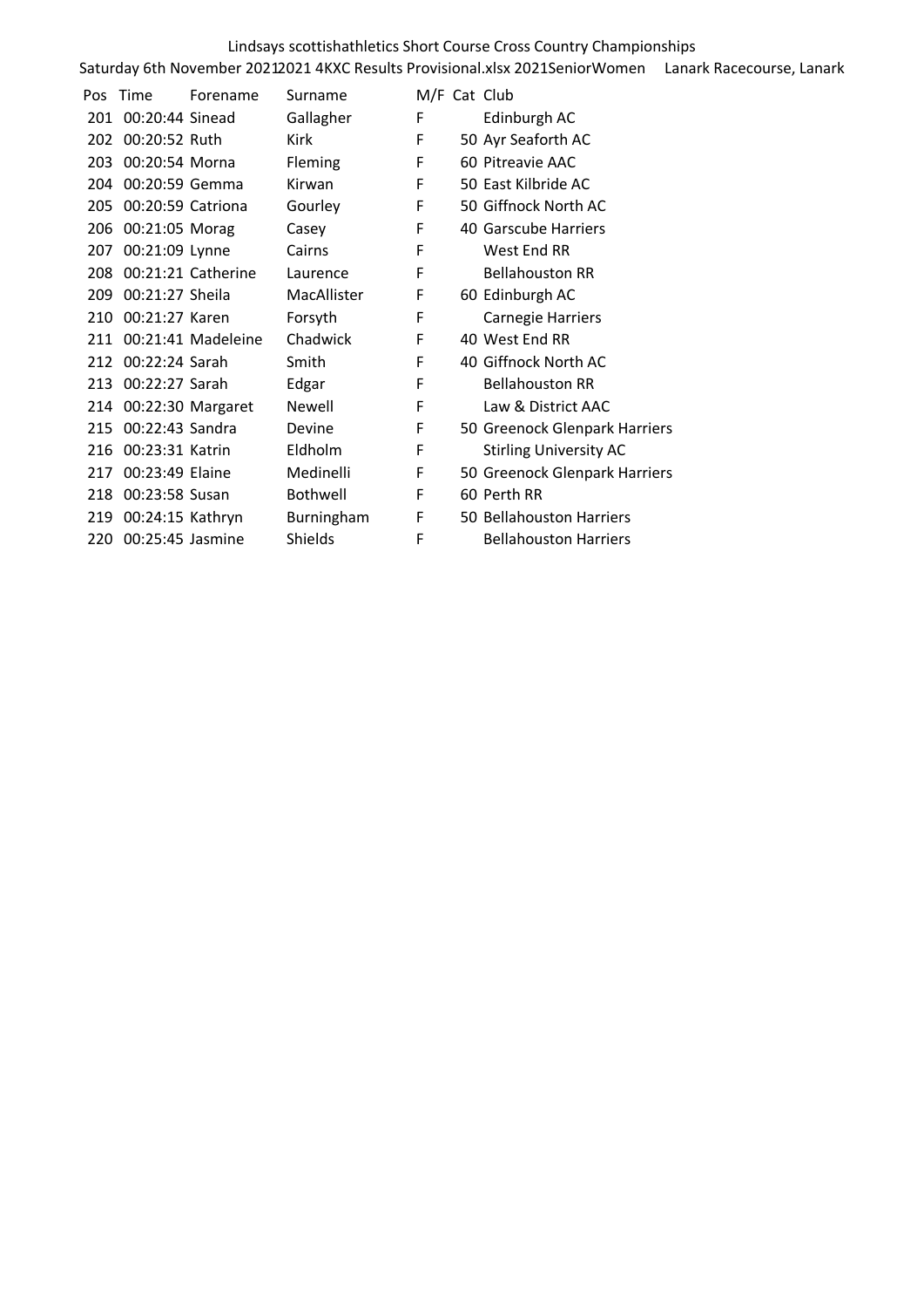Lindsays scottishathletics Short Course Cross Country Championships

Saturday 6th November 2021 2021 4KXC Results Provisional.xlsx 2021SeniorWomen Lanark Racecourse, Lanark

| Pos | Time | Forename | Surname | M/F | Cat | Club |
|---|---|---|---|---|---|---|
| 201 | 00:20:44 | Sinead | Gallagher | F | | Edinburgh AC |
| 202 | 00:20:52 | Ruth | Kirk | F | 50 | Ayr Seaforth AC |
| 203 | 00:20:54 | Morna | Fleming | F | 60 | Pitreavie AAC |
| 204 | 00:20:59 | Gemma | Kirwan | F | 50 | East Kilbride AC |
| 205 | 00:20:59 | Catriona | Gourley | F | 50 | Giffnock North AC |
| 206 | 00:21:05 | Morag | Casey | F | 40 | Garscube Harriers |
| 207 | 00:21:09 | Lynne | Cairns | F | | West End RR |
| 208 | 00:21:21 | Catherine | Laurence | F | | Bellahouston RR |
| 209 | 00:21:27 | Sheila | MacAllister | F | 60 | Edinburgh AC |
| 210 | 00:21:27 | Karen | Forsyth | F | | Carnegie Harriers |
| 211 | 00:21:41 | Madeleine | Chadwick | F | 40 | West End RR |
| 212 | 00:22:24 | Sarah | Smith | F | 40 | Giffnock North AC |
| 213 | 00:22:27 | Sarah | Edgar | F | | Bellahouston RR |
| 214 | 00:22:30 | Margaret | Newell | F | | Law & District AAC |
| 215 | 00:22:43 | Sandra | Devine | F | 50 | Greenock Glenpark Harriers |
| 216 | 00:23:31 | Katrin | Eldholm | F | | Stirling University AC |
| 217 | 00:23:49 | Elaine | Medinelli | F | 50 | Greenock Glenpark Harriers |
| 218 | 00:23:58 | Susan | Bothwell | F | 60 | Perth RR |
| 219 | 00:24:15 | Kathryn | Burningham | F | 50 | Bellahouston Harriers |
| 220 | 00:25:45 | Jasmine | Shields | F | | Bellahouston Harriers |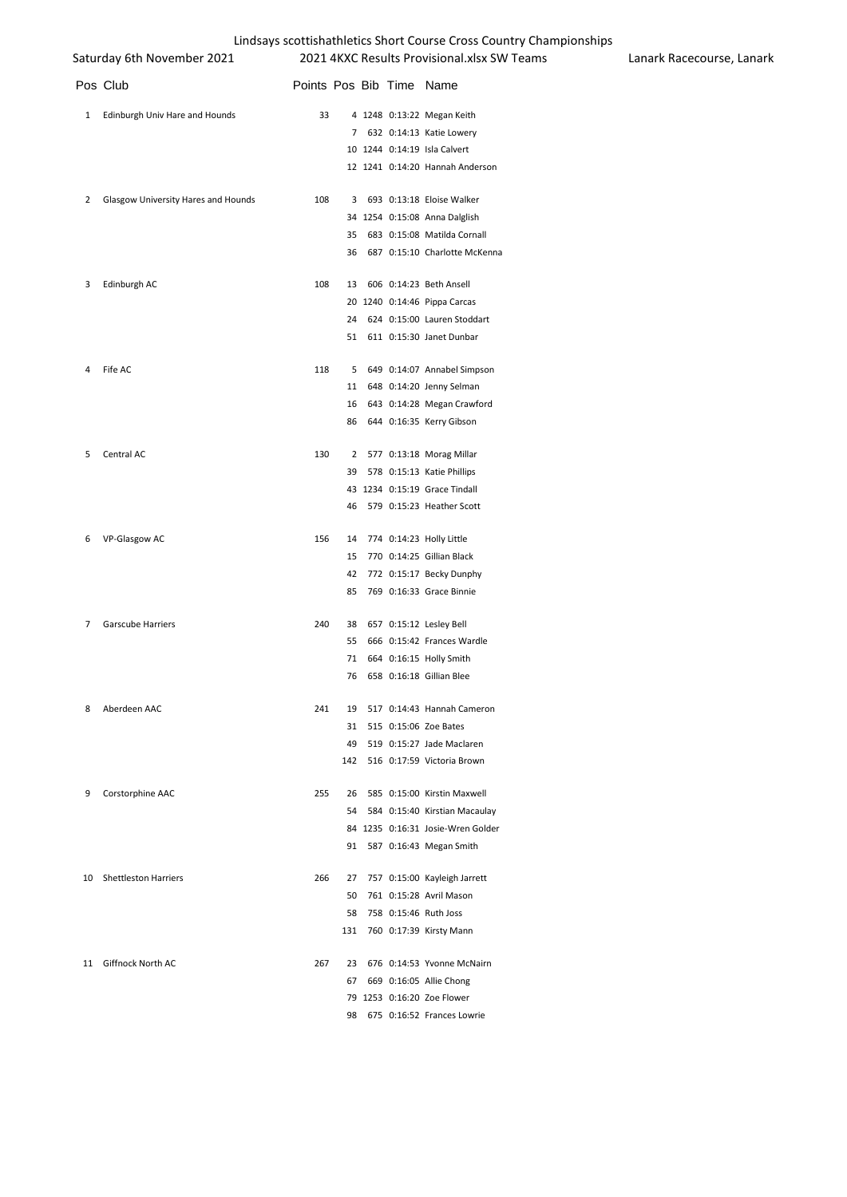Lindsays scottishathletics Short Course Cross Country Championships

Saturday 6th November 2021 — 2021 4KXC Results Provisional.xlsx SW Teams — Lanark Racecourse, Lanark

| Pos | Club | Points | Pos | Bib | Time | Name |
|---|---|---|---|---|---|---|
| 1 | Edinburgh Univ Hare and Hounds | 33 | 4 | 1248 | 0:13:22 | Megan Keith |
| | | | 7 | 632 | 0:14:13 | Katie Lowery |
| | | | 10 | 1244 | 0:14:19 | Isla Calvert |
| | | | 12 | 1241 | 0:14:20 | Hannah Anderson |
| 2 | Glasgow University Hares and Hounds | 108 | 3 | 693 | 0:13:18 | Eloise Walker |
| | | | 34 | 1254 | 0:15:08 | Anna Dalglish |
| | | | 35 | 683 | 0:15:08 | Matilda Cornall |
| | | | 36 | 687 | 0:15:10 | Charlotte McKenna |
| 3 | Edinburgh AC | 108 | 13 | 606 | 0:14:23 | Beth Ansell |
| | | | 20 | 1240 | 0:14:46 | Pippa Carcas |
| | | | 24 | 624 | 0:15:00 | Lauren Stoddart |
| | | | 51 | 611 | 0:15:30 | Janet Dunbar |
| 4 | Fife AC | 118 | 5 | 649 | 0:14:07 | Annabel Simpson |
| | | | 11 | 648 | 0:14:20 | Jenny Selman |
| | | | 16 | 643 | 0:14:28 | Megan Crawford |
| | | | 86 | 644 | 0:16:35 | Kerry Gibson |
| 5 | Central AC | 130 | 2 | 577 | 0:13:18 | Morag Millar |
| | | | 39 | 578 | 0:15:13 | Katie Phillips |
| | | | 43 | 1234 | 0:15:19 | Grace Tindall |
| | | | 46 | 579 | 0:15:23 | Heather Scott |
| 6 | VP-Glasgow AC | 156 | 14 | 774 | 0:14:23 | Holly Little |
| | | | 15 | 770 | 0:14:25 | Gillian Black |
| | | | 42 | 772 | 0:15:17 | Becky Dunphy |
| | | | 85 | 769 | 0:16:33 | Grace Binnie |
| 7 | Garscube Harriers | 240 | 38 | 657 | 0:15:12 | Lesley Bell |
| | | | 55 | 666 | 0:15:42 | Frances Wardle |
| | | | 71 | 664 | 0:16:15 | Holly Smith |
| | | | 76 | 658 | 0:16:18 | Gillian Blee |
| 8 | Aberdeen AAC | 241 | 19 | 517 | 0:14:43 | Hannah Cameron |
| | | | 31 | 515 | 0:15:06 | Zoe Bates |
| | | | 49 | 519 | 0:15:27 | Jade Maclaren |
| | | | 142 | 516 | 0:17:59 | Victoria Brown |
| 9 | Corstorphine AAC | 255 | 26 | 585 | 0:15:00 | Kirstin Maxwell |
| | | | 54 | 584 | 0:15:40 | Kirstian Macaulay |
| | | | 84 | 1235 | 0:16:31 | Josie-Wren Golder |
| | | | 91 | 587 | 0:16:43 | Megan Smith |
| 10 | Shettleston Harriers | 266 | 27 | 757 | 0:15:00 | Kayleigh Jarrett |
| | | | 50 | 761 | 0:15:28 | Avril Mason |
| | | | 58 | 758 | 0:15:46 | Ruth Joss |
| | | | 131 | 760 | 0:17:39 | Kirsty Mann |
| 11 | Giffnock North AC | 267 | 23 | 676 | 0:14:53 | Yvonne McNairn |
| | | | 67 | 669 | 0:16:05 | Allie Chong |
| | | | 79 | 1253 | 0:16:20 | Zoe Flower |
| | | | 98 | 675 | 0:16:52 | Frances Lowrie |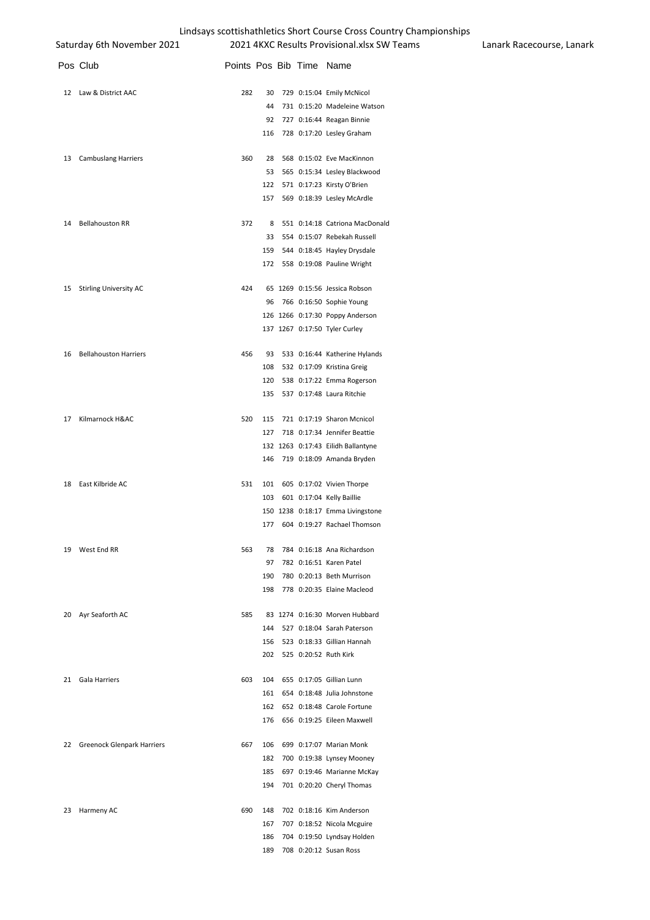Lindsays scottishathletics Short Course Cross Country Championships

Saturday 6th November 2021 | 2021 4KXC Results Provisional.xlsx SW Teams | Lanark Racecourse, Lanark

| Pos | Club | Points | Pos | Bib | Time | Name |
|---|---|---|---|---|---|---|
| 12 | Law & District AAC | 282 | 30 | 729 | 0:15:04 | Emily McNicol |
| | | | 44 | 731 | 0:15:20 | Madeleine Watson |
| | | | 92 | 727 | 0:16:44 | Reagan Binnie |
| | | | 116 | 728 | 0:17:20 | Lesley Graham |
| 13 | Cambuslang Harriers | 360 | 28 | 568 | 0:15:02 | Eve MacKinnon |
| | | | 53 | 565 | 0:15:34 | Lesley Blackwood |
| | | | 122 | 571 | 0:17:23 | Kirsty O'Brien |
| | | | 157 | 569 | 0:18:39 | Lesley McArdle |
| 14 | Bellahouston RR | 372 | 8 | 551 | 0:14:18 | Catriona MacDonald |
| | | | 33 | 554 | 0:15:07 | Rebekah Russell |
| | | | 159 | 544 | 0:18:45 | Hayley Drysdale |
| | | | 172 | 558 | 0:19:08 | Pauline Wright |
| 15 | Stirling University AC | 424 | 65 | 1269 | 0:15:56 | Jessica Robson |
| | | | 96 | 766 | 0:16:50 | Sophie Young |
| | | | 126 | 1266 | 0:17:30 | Poppy Anderson |
| | | | 137 | 1267 | 0:17:50 | Tyler Curley |
| 16 | Bellahouston Harriers | 456 | 93 | 533 | 0:16:44 | Katherine Hylands |
| | | | 108 | 532 | 0:17:09 | Kristina Greig |
| | | | 120 | 538 | 0:17:22 | Emma Rogerson |
| | | | 135 | 537 | 0:17:48 | Laura Ritchie |
| 17 | Kilmarnock H&AC | 520 | 115 | 721 | 0:17:19 | Sharon Mcnicol |
| | | | 127 | 718 | 0:17:34 | Jennifer Beattie |
| | | | 132 | 1263 | 0:17:43 | Eilidh Ballantyne |
| | | | 146 | 719 | 0:18:09 | Amanda Bryden |
| 18 | East Kilbride AC | 531 | 101 | 605 | 0:17:02 | Vivien Thorpe |
| | | | 103 | 601 | 0:17:04 | Kelly Baillie |
| | | | 150 | 1238 | 0:18:17 | Emma Livingstone |
| | | | 177 | 604 | 0:19:27 | Rachael Thomson |
| 19 | West End RR | 563 | 78 | 784 | 0:16:18 | Ana Richardson |
| | | | 97 | 782 | 0:16:51 | Karen Patel |
| | | | 190 | 780 | 0:20:13 | Beth Murrison |
| | | | 198 | 778 | 0:20:35 | Elaine Macleod |
| 20 | Ayr Seaforth AC | 585 | 83 | 1274 | 0:16:30 | Morven Hubbard |
| | | | 144 | 527 | 0:18:04 | Sarah Paterson |
| | | | 156 | 523 | 0:18:33 | Gillian Hannah |
| | | | 202 | 525 | 0:20:52 | Ruth Kirk |
| 21 | Gala Harriers | 603 | 104 | 655 | 0:17:05 | Gillian Lunn |
| | | | 161 | 654 | 0:18:48 | Julia Johnstone |
| | | | 162 | 652 | 0:18:48 | Carole Fortune |
| | | | 176 | 656 | 0:19:25 | Eileen Maxwell |
| 22 | Greenock Glenpark Harriers | 667 | 106 | 699 | 0:17:07 | Marian Monk |
| | | | 182 | 700 | 0:19:38 | Lynsey Mooney |
| | | | 185 | 697 | 0:19:46 | Marianne McKay |
| | | | 194 | 701 | 0:20:20 | Cheryl Thomas |
| 23 | Harmeny AC | 690 | 148 | 702 | 0:18:16 | Kim Anderson |
| | | | 167 | 707 | 0:18:52 | Nicola Mcguire |
| | | | 186 | 704 | 0:19:50 | Lyndsay Holden |
| | | | 189 | 708 | 0:20:12 | Susan Ross |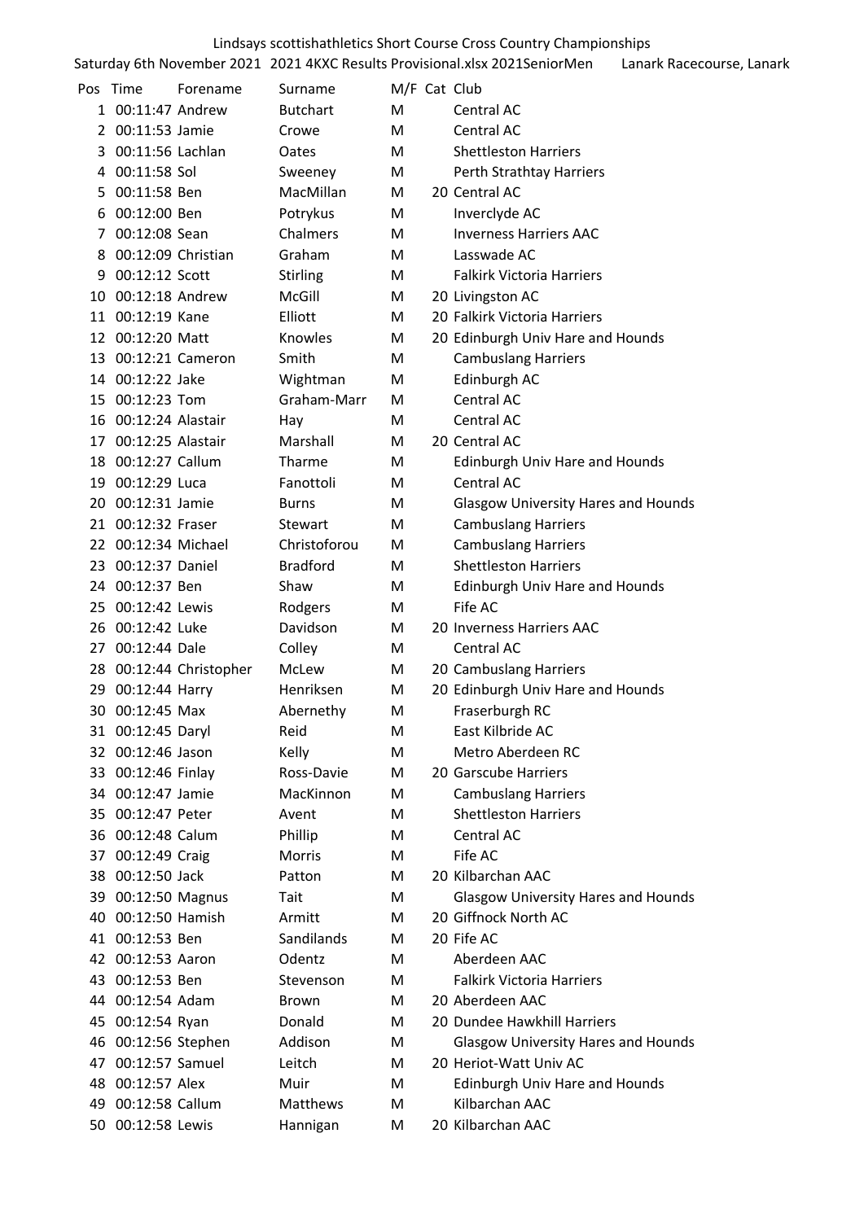Lindsays scottishathletics Short Course Cross Country Championships

Saturday 6th November 2021 2021 4KXC Results Provisional.xlsx 2021SeniorMen Lanark Racecourse, Lanark

| Pos | Time | Forename | Surname | M/F | Cat | Club |
|---|---|---|---|---|---|---|
| 1 | 00:11:47 | Andrew | Butchart | M | | Central AC |
| 2 | 00:11:53 | Jamie | Crowe | M | | Central AC |
| 3 | 00:11:56 | Lachlan | Oates | M | | Shettleston Harriers |
| 4 | 00:11:58 | Sol | Sweeney | M | | Perth Strathtay Harriers |
| 5 | 00:11:58 | Ben | MacMillan | M | 20 | Central AC |
| 6 | 00:12:00 | Ben | Potrykus | M | | Inverclyde AC |
| 7 | 00:12:08 | Sean | Chalmers | M | | Inverness Harriers AAC |
| 8 | 00:12:09 | Christian | Graham | M | | Lasswade AC |
| 9 | 00:12:12 | Scott | Stirling | M | | Falkirk Victoria Harriers |
| 10 | 00:12:18 | Andrew | McGill | M | 20 | Livingston AC |
| 11 | 00:12:19 | Kane | Elliott | M | 20 | Falkirk Victoria Harriers |
| 12 | 00:12:20 | Matt | Knowles | M | 20 | Edinburgh Univ Hare and Hounds |
| 13 | 00:12:21 | Cameron | Smith | M | | Cambuslang Harriers |
| 14 | 00:12:22 | Jake | Wightman | M | | Edinburgh AC |
| 15 | 00:12:23 | Tom | Graham-Marr | M | | Central AC |
| 16 | 00:12:24 | Alastair | Hay | M | | Central AC |
| 17 | 00:12:25 | Alastair | Marshall | M | 20 | Central AC |
| 18 | 00:12:27 | Callum | Tharme | M | | Edinburgh Univ Hare and Hounds |
| 19 | 00:12:29 | Luca | Fanottoli | M | | Central AC |
| 20 | 00:12:31 | Jamie | Burns | M | | Glasgow University Hares and Hounds |
| 21 | 00:12:32 | Fraser | Stewart | M | | Cambuslang Harriers |
| 22 | 00:12:34 | Michael | Christoforou | M | | Cambuslang Harriers |
| 23 | 00:12:37 | Daniel | Bradford | M | | Shettleston Harriers |
| 24 | 00:12:37 | Ben | Shaw | M | | Edinburgh Univ Hare and Hounds |
| 25 | 00:12:42 | Lewis | Rodgers | M | | Fife AC |
| 26 | 00:12:42 | Luke | Davidson | M | 20 | Inverness Harriers AAC |
| 27 | 00:12:44 | Dale | Colley | M | | Central AC |
| 28 | 00:12:44 | Christopher | McLew | M | 20 | Cambuslang Harriers |
| 29 | 00:12:44 | Harry | Henriksen | M | 20 | Edinburgh Univ Hare and Hounds |
| 30 | 00:12:45 | Max | Abernethy | M | | Fraserburgh RC |
| 31 | 00:12:45 | Daryl | Reid | M | | East Kilbride AC |
| 32 | 00:12:46 | Jason | Kelly | M | | Metro Aberdeen RC |
| 33 | 00:12:46 | Finlay | Ross-Davie | M | 20 | Garscube Harriers |
| 34 | 00:12:47 | Jamie | MacKinnon | M | | Cambuslang Harriers |
| 35 | 00:12:47 | Peter | Avent | M | | Shettleston Harriers |
| 36 | 00:12:48 | Calum | Phillip | M | | Central AC |
| 37 | 00:12:49 | Craig | Morris | M | | Fife AC |
| 38 | 00:12:50 | Jack | Patton | M | 20 | Kilbarchan AAC |
| 39 | 00:12:50 | Magnus | Tait | M | | Glasgow University Hares and Hounds |
| 40 | 00:12:50 | Hamish | Armitt | M | 20 | Giffnock North AC |
| 41 | 00:12:53 | Ben | Sandilands | M | 20 | Fife AC |
| 42 | 00:12:53 | Aaron | Odentz | M | | Aberdeen AAC |
| 43 | 00:12:53 | Ben | Stevenson | M | | Falkirk Victoria Harriers |
| 44 | 00:12:54 | Adam | Brown | M | 20 | Aberdeen AAC |
| 45 | 00:12:54 | Ryan | Donald | M | 20 | Dundee Hawkhill Harriers |
| 46 | 00:12:56 | Stephen | Addison | M | | Glasgow University Hares and Hounds |
| 47 | 00:12:57 | Samuel | Leitch | M | 20 | Heriot-Watt Univ AC |
| 48 | 00:12:57 | Alex | Muir | M | | Edinburgh Univ Hare and Hounds |
| 49 | 00:12:58 | Callum | Matthews | M | | Kilbarchan AAC |
| 50 | 00:12:58 | Lewis | Hannigan | M | 20 | Kilbarchan AAC |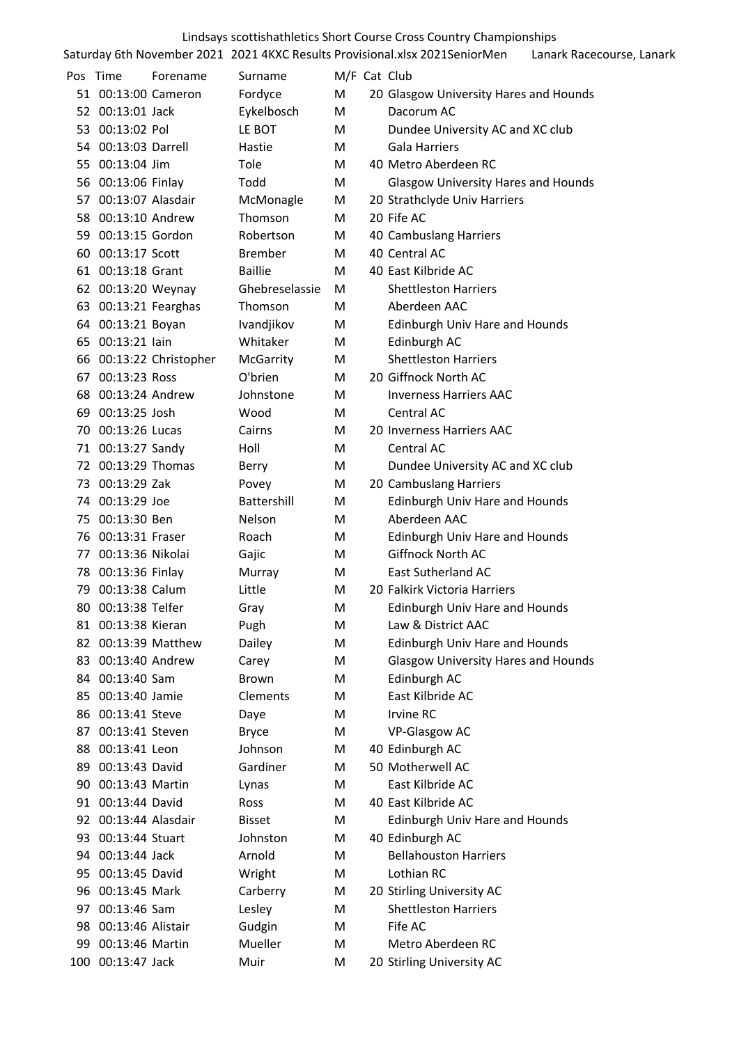Lindsays scottishathletics Short Course Cross Country Championships

Saturday 6th November 2021 2021 4KXC Results Provisional.xlsx 2021SeniorMen Lanark Racecourse, Lanark

| Pos | Time | Forename | Surname | M/F | Cat | Club |
|---|---|---|---|---|---|---|
| 51 | 00:13:00 | Cameron | Fordyce | M | 20 | Glasgow University Hares and Hounds |
| 52 | 00:13:01 | Jack | Eykelbosch | M | | Dacorum AC |
| 53 | 00:13:02 | Pol | LE BOT | M | | Dundee University AC and XC club |
| 54 | 00:13:03 | Darrell | Hastie | M | | Gala Harriers |
| 55 | 00:13:04 | Jim | Tole | M | 40 | Metro Aberdeen RC |
| 56 | 00:13:06 | Finlay | Todd | M | | Glasgow University Hares and Hounds |
| 57 | 00:13:07 | Alasdair | McMonagle | M | 20 | Strathclyde Univ Harriers |
| 58 | 00:13:10 | Andrew | Thomson | M | 20 | Fife AC |
| 59 | 00:13:15 | Gordon | Robertson | M | 40 | Cambuslang Harriers |
| 60 | 00:13:17 | Scott | Brember | M | 40 | Central AC |
| 61 | 00:13:18 | Grant | Baillie | M | 40 | East Kilbride AC |
| 62 | 00:13:20 | Weynay | Ghebreselassie | M | | Shettleston Harriers |
| 63 | 00:13:21 | Fearghas | Thomson | M | | Aberdeen AAC |
| 64 | 00:13:21 | Boyan | Ivandjikov | M | | Edinburgh Univ Hare and Hounds |
| 65 | 00:13:21 | Iain | Whitaker | M | | Edinburgh AC |
| 66 | 00:13:22 | Christopher | McGarrity | M | | Shettleston Harriers |
| 67 | 00:13:23 | Ross | O'brien | M | 20 | Giffnock North AC |
| 68 | 00:13:24 | Andrew | Johnstone | M | | Inverness Harriers AAC |
| 69 | 00:13:25 | Josh | Wood | M | | Central AC |
| 70 | 00:13:26 | Lucas | Cairns | M | 20 | Inverness Harriers AAC |
| 71 | 00:13:27 | Sandy | Holl | M | | Central AC |
| 72 | 00:13:29 | Thomas | Berry | M | | Dundee University AC and XC club |
| 73 | 00:13:29 | Zak | Povey | M | 20 | Cambuslang Harriers |
| 74 | 00:13:29 | Joe | Battershill | M | | Edinburgh Univ Hare and Hounds |
| 75 | 00:13:30 | Ben | Nelson | M | | Aberdeen AAC |
| 76 | 00:13:31 | Fraser | Roach | M | | Edinburgh Univ Hare and Hounds |
| 77 | 00:13:36 | Nikolai | Gajic | M | | Giffnock North AC |
| 78 | 00:13:36 | Finlay | Murray | M | | East Sutherland AC |
| 79 | 00:13:38 | Calum | Little | M | 20 | Falkirk Victoria Harriers |
| 80 | 00:13:38 | Telfer | Gray | M | | Edinburgh Univ Hare and Hounds |
| 81 | 00:13:38 | Kieran | Pugh | M | | Law & District AAC |
| 82 | 00:13:39 | Matthew | Dailey | M | | Edinburgh Univ Hare and Hounds |
| 83 | 00:13:40 | Andrew | Carey | M | | Glasgow University Hares and Hounds |
| 84 | 00:13:40 | Sam | Brown | M | | Edinburgh AC |
| 85 | 00:13:40 | Jamie | Clements | M | | East Kilbride AC |
| 86 | 00:13:41 | Steve | Daye | M | | Irvine RC |
| 87 | 00:13:41 | Steven | Bryce | M | | VP-Glasgow AC |
| 88 | 00:13:41 | Leon | Johnson | M | 40 | Edinburgh AC |
| 89 | 00:13:43 | David | Gardiner | M | 50 | Motherwell AC |
| 90 | 00:13:43 | Martin | Lynas | M | | East Kilbride AC |
| 91 | 00:13:44 | David | Ross | M | 40 | East Kilbride AC |
| 92 | 00:13:44 | Alasdair | Bisset | M | | Edinburgh Univ Hare and Hounds |
| 93 | 00:13:44 | Stuart | Johnston | M | 40 | Edinburgh AC |
| 94 | 00:13:44 | Jack | Arnold | M | | Bellahouston Harriers |
| 95 | 00:13:45 | David | Wright | M | | Lothian RC |
| 96 | 00:13:45 | Mark | Carberry | M | 20 | Stirling University AC |
| 97 | 00:13:46 | Sam | Lesley | M | | Shettleston Harriers |
| 98 | 00:13:46 | Alistair | Gudgin | M | | Fife AC |
| 99 | 00:13:46 | Martin | Mueller | M | | Metro Aberdeen RC |
| 100 | 00:13:47 | Jack | Muir | M | 20 | Stirling University AC |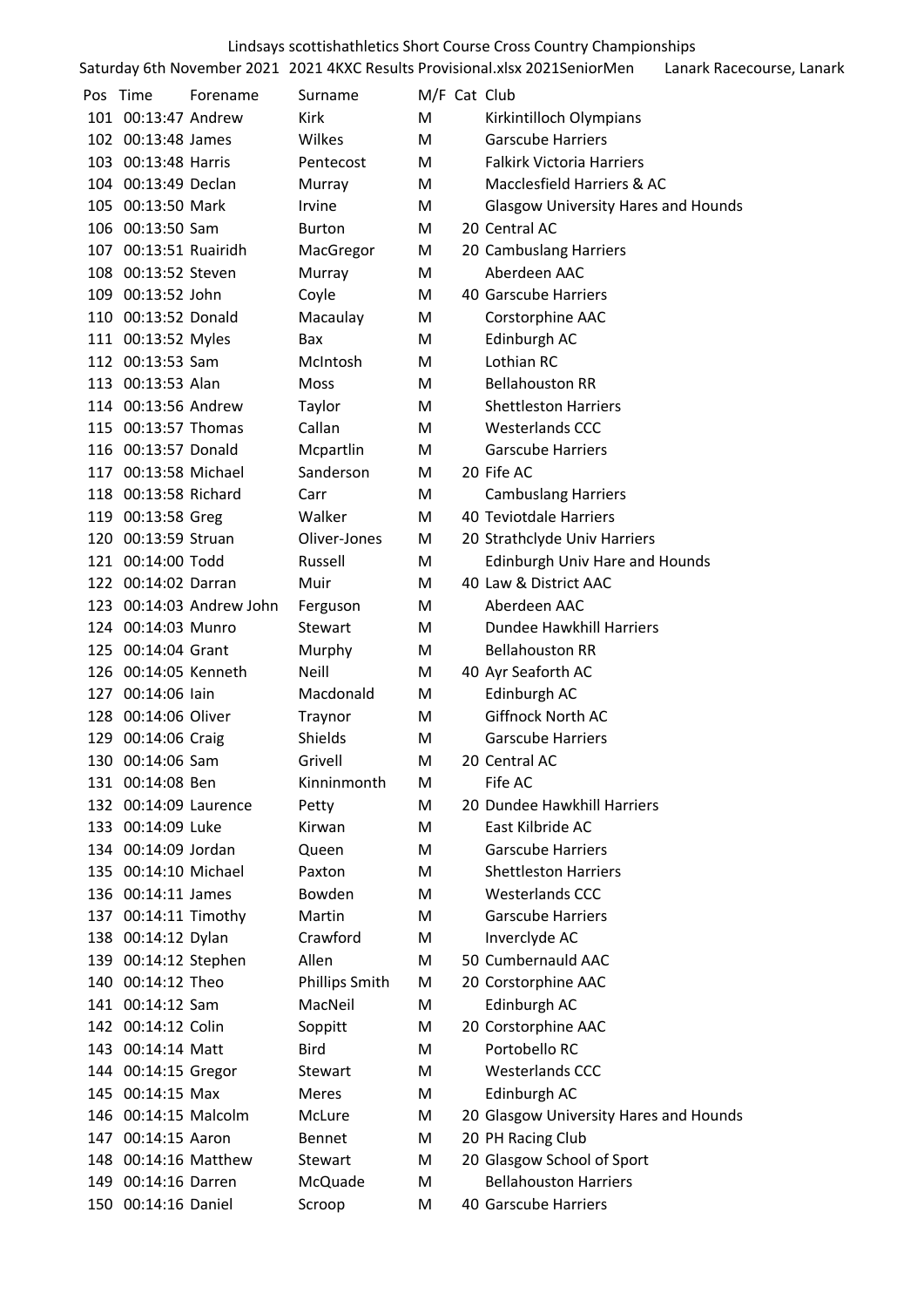Lindsays scottishathletics Short Course Cross Country Championships

Saturday 6th November 2021 2021 4KXC Results Provisional.xlsx 2021SeniorMen Lanark Racecourse, Lanark

| Pos | Time | Forename | Surname | M/F | Cat | Club |
|---|---|---|---|---|---|---|
| 101 | 00:13:47 | Andrew | Kirk | M | | Kirkintilloch Olympians |
| 102 | 00:13:48 | James | Wilkes | M | | Garscube Harriers |
| 103 | 00:13:48 | Harris | Pentecost | M | | Falkirk Victoria Harriers |
| 104 | 00:13:49 | Declan | Murray | M | | Macclesfield Harriers & AC |
| 105 | 00:13:50 | Mark | Irvine | M | | Glasgow University Hares and Hounds |
| 106 | 00:13:50 | Sam | Burton | M | 20 | Central AC |
| 107 | 00:13:51 | Ruairidh | MacGregor | M | 20 | Cambuslang Harriers |
| 108 | 00:13:52 | Steven | Murray | M | | Aberdeen AAC |
| 109 | 00:13:52 | John | Coyle | M | 40 | Garscube Harriers |
| 110 | 00:13:52 | Donald | Macaulay | M | | Corstorphine AAC |
| 111 | 00:13:52 | Myles | Bax | M | | Edinburgh AC |
| 112 | 00:13:53 | Sam | McIntosh | M | | Lothian RC |
| 113 | 00:13:53 | Alan | Moss | M | | Bellahouston RR |
| 114 | 00:13:56 | Andrew | Taylor | M | | Shettleston Harriers |
| 115 | 00:13:57 | Thomas | Callan | M | | Westerlands CCC |
| 116 | 00:13:57 | Donald | Mcpartlin | M | | Garscube Harriers |
| 117 | 00:13:58 | Michael | Sanderson | M | 20 | Fife AC |
| 118 | 00:13:58 | Richard | Carr | M | | Cambuslang Harriers |
| 119 | 00:13:58 | Greg | Walker | M | 40 | Teviotdale Harriers |
| 120 | 00:13:59 | Struan | Oliver-Jones | M | 20 | Strathclyde Univ Harriers |
| 121 | 00:14:00 | Todd | Russell | M | | Edinburgh Univ Hare and Hounds |
| 122 | 00:14:02 | Darran | Muir | M | 40 | Law & District AAC |
| 123 | 00:14:03 | Andrew John | Ferguson | M | | Aberdeen AAC |
| 124 | 00:14:03 | Munro | Stewart | M | | Dundee Hawkhill Harriers |
| 125 | 00:14:04 | Grant | Murphy | M | | Bellahouston RR |
| 126 | 00:14:05 | Kenneth | Neill | M | 40 | Ayr Seaforth AC |
| 127 | 00:14:06 | Iain | Macdonald | M | | Edinburgh AC |
| 128 | 00:14:06 | Oliver | Traynor | M | | Giffnock North AC |
| 129 | 00:14:06 | Craig | Shields | M | | Garscube Harriers |
| 130 | 00:14:06 | Sam | Grivell | M | 20 | Central AC |
| 131 | 00:14:08 | Ben | Kinninmonth | M | | Fife AC |
| 132 | 00:14:09 | Laurence | Petty | M | 20 | Dundee Hawkhill Harriers |
| 133 | 00:14:09 | Luke | Kirwan | M | | East Kilbride AC |
| 134 | 00:14:09 | Jordan | Queen | M | | Garscube Harriers |
| 135 | 00:14:10 | Michael | Paxton | M | | Shettleston Harriers |
| 136 | 00:14:11 | James | Bowden | M | | Westerlands CCC |
| 137 | 00:14:11 | Timothy | Martin | M | | Garscube Harriers |
| 138 | 00:14:12 | Dylan | Crawford | M | | Inverclyde AC |
| 139 | 00:14:12 | Stephen | Allen | M | 50 | Cumbernauld AAC |
| 140 | 00:14:12 | Theo | Phillips Smith | M | 20 | Corstorphine AAC |
| 141 | 00:14:12 | Sam | MacNeil | M | | Edinburgh AC |
| 142 | 00:14:12 | Colin | Soppitt | M | 20 | Corstorphine AAC |
| 143 | 00:14:14 | Matt | Bird | M | | Portobello RC |
| 144 | 00:14:15 | Gregor | Stewart | M | | Westerlands CCC |
| 145 | 00:14:15 | Max | Meres | M | | Edinburgh AC |
| 146 | 00:14:15 | Malcolm | McLure | M | 20 | Glasgow University Hares and Hounds |
| 147 | 00:14:15 | Aaron | Bennet | M | 20 | PH Racing Club |
| 148 | 00:14:16 | Matthew | Stewart | M | 20 | Glasgow School of Sport |
| 149 | 00:14:16 | Darren | McQuade | M | | Bellahouston Harriers |
| 150 | 00:14:16 | Daniel | Scroop | M | 40 | Garscube Harriers |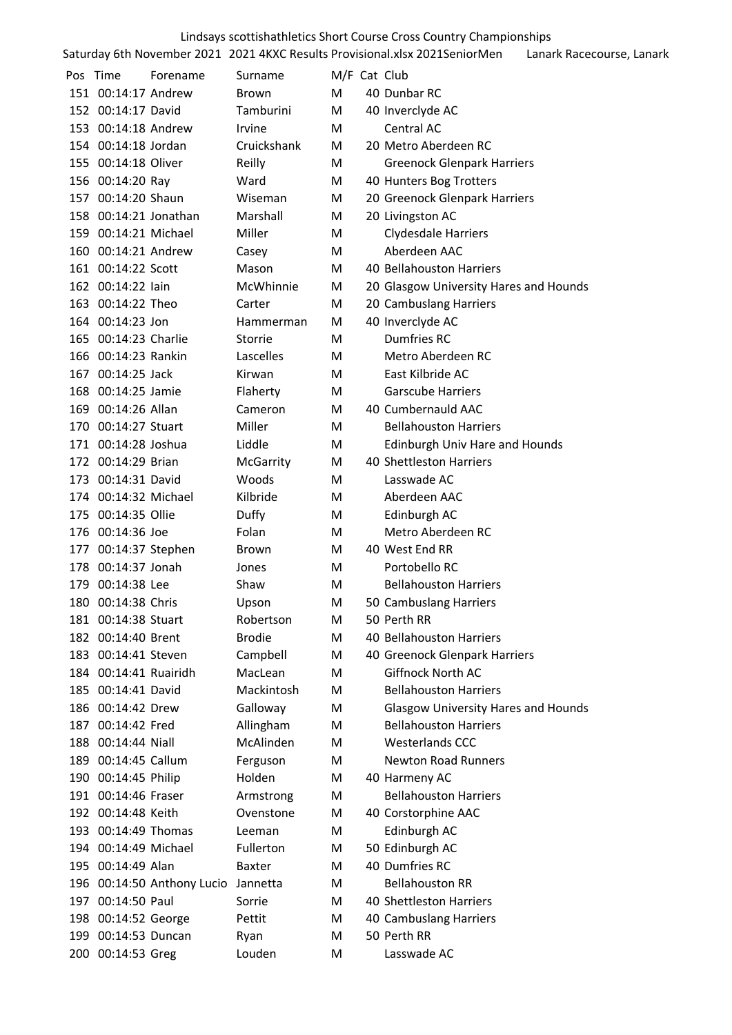Lindsays scottishathletics Short Course Cross Country Championships

Saturday 6th November 2021 2021 4KXC Results Provisional.xlsx 2021SeniorMen Lanark Racecourse, Lanark

| Pos | Time | Forename | Surname | M/F | Cat | Club |
|---|---|---|---|---|---|---|
| 151 | 00:14:17 | Andrew | Brown | M | 40 | Dunbar RC |
| 152 | 00:14:17 | David | Tamburini | M | 40 | Inverclyde AC |
| 153 | 00:14:18 | Andrew | Irvine | M | | Central AC |
| 154 | 00:14:18 | Jordan | Cruickshank | M | 20 | Metro Aberdeen RC |
| 155 | 00:14:18 | Oliver | Reilly | M | | Greenock Glenpark Harriers |
| 156 | 00:14:20 | Ray | Ward | M | 40 | Hunters Bog Trotters |
| 157 | 00:14:20 | Shaun | Wiseman | M | 20 | Greenock Glenpark Harriers |
| 158 | 00:14:21 | Jonathan | Marshall | M | 20 | Livingston AC |
| 159 | 00:14:21 | Michael | Miller | M | | Clydesdale Harriers |
| 160 | 00:14:21 | Andrew | Casey | M | | Aberdeen AAC |
| 161 | 00:14:22 | Scott | Mason | M | 40 | Bellahouston Harriers |
| 162 | 00:14:22 | Iain | McWhinnie | M | 20 | Glasgow University Hares and Hounds |
| 163 | 00:14:22 | Theo | Carter | M | 20 | Cambuslang Harriers |
| 164 | 00:14:23 | Jon | Hammerman | M | 40 | Inverclyde AC |
| 165 | 00:14:23 | Charlie | Storrie | M | | Dumfries RC |
| 166 | 00:14:23 | Rankin | Lascelles | M | | Metro Aberdeen RC |
| 167 | 00:14:25 | Jack | Kirwan | M | | East Kilbride AC |
| 168 | 00:14:25 | Jamie | Flaherty | M | | Garscube Harriers |
| 169 | 00:14:26 | Allan | Cameron | M | 40 | Cumbernauld AAC |
| 170 | 00:14:27 | Stuart | Miller | M | | Bellahouston Harriers |
| 171 | 00:14:28 | Joshua | Liddle | M | | Edinburgh Univ Hare and Hounds |
| 172 | 00:14:29 | Brian | McGarrity | M | 40 | Shettleston Harriers |
| 173 | 00:14:31 | David | Woods | M | | Lasswade AC |
| 174 | 00:14:32 | Michael | Kilbride | M | | Aberdeen AAC |
| 175 | 00:14:35 | Ollie | Duffy | M | | Edinburgh AC |
| 176 | 00:14:36 | Joe | Folan | M | | Metro Aberdeen RC |
| 177 | 00:14:37 | Stephen | Brown | M | 40 | West End RR |
| 178 | 00:14:37 | Jonah | Jones | M | | Portobello RC |
| 179 | 00:14:38 | Lee | Shaw | M | | Bellahouston Harriers |
| 180 | 00:14:38 | Chris | Upson | M | 50 | Cambuslang Harriers |
| 181 | 00:14:38 | Stuart | Robertson | M | 50 | Perth RR |
| 182 | 00:14:40 | Brent | Brodie | M | 40 | Bellahouston Harriers |
| 183 | 00:14:41 | Steven | Campbell | M | 40 | Greenock Glenpark Harriers |
| 184 | 00:14:41 | Ruairidh | MacLean | M | | Giffnock North AC |
| 185 | 00:14:41 | David | Mackintosh | M | | Bellahouston Harriers |
| 186 | 00:14:42 | Drew | Galloway | M | | Glasgow University Hares and Hounds |
| 187 | 00:14:42 | Fred | Allingham | M | | Bellahouston Harriers |
| 188 | 00:14:44 | Niall | McAlinden | M | | Westerlands CCC |
| 189 | 00:14:45 | Callum | Ferguson | M | | Newton Road Runners |
| 190 | 00:14:45 | Philip | Holden | M | 40 | Harmeny AC |
| 191 | 00:14:46 | Fraser | Armstrong | M | | Bellahouston Harriers |
| 192 | 00:14:48 | Keith | Ovenstone | M | 40 | Corstorphine AAC |
| 193 | 00:14:49 | Thomas | Leeman | M | | Edinburgh AC |
| 194 | 00:14:49 | Michael | Fullerton | M | 50 | Edinburgh AC |
| 195 | 00:14:49 | Alan | Baxter | M | 40 | Dumfries RC |
| 196 | 00:14:50 | Anthony Lucio | Jannetta | M | | Bellahouston RR |
| 197 | 00:14:50 | Paul | Sorrie | M | 40 | Shettleston Harriers |
| 198 | 00:14:52 | George | Pettit | M | 40 | Cambuslang Harriers |
| 199 | 00:14:53 | Duncan | Ryan | M | 50 | Perth RR |
| 200 | 00:14:53 | Greg | Louden | M | | Lasswade AC |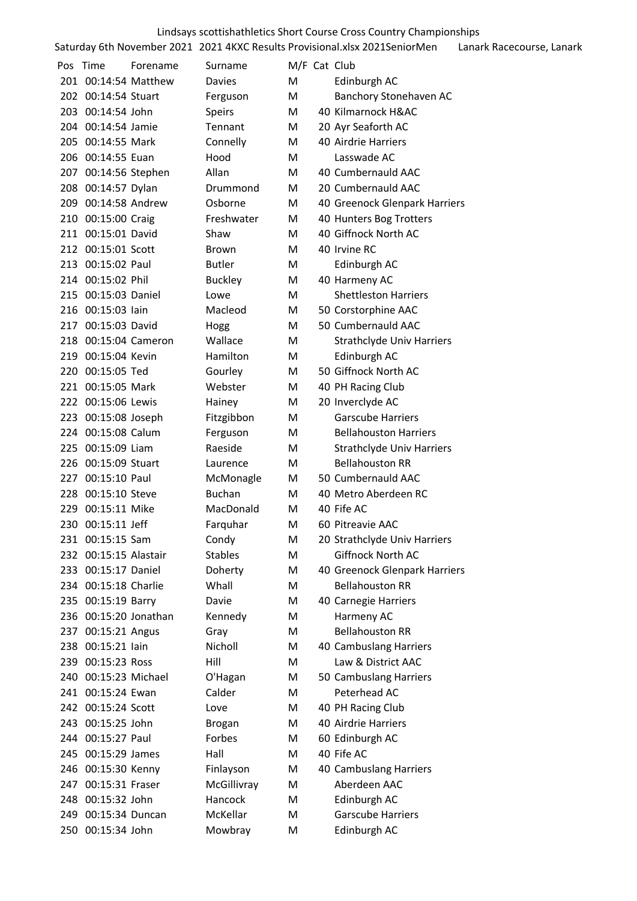Lindsays scottishathletics Short Course Cross Country Championships

Saturday 6th November 2021 2021 4KXC Results Provisional.xlsx 2021SeniorMen Lanark Racecourse, Lanark

| Pos | Time | Forename | Surname | M/F | Cat | Club |
|---|---|---|---|---|---|---|
| 201 | 00:14:54 | Matthew | Davies | M | | Edinburgh AC |
| 202 | 00:14:54 | Stuart | Ferguson | M | | Banchory Stonehaven AC |
| 203 | 00:14:54 | John | Speirs | M | 40 | Kilmarnock H&AC |
| 204 | 00:14:54 | Jamie | Tennant | M | 20 | Ayr Seaforth AC |
| 205 | 00:14:55 | Mark | Connelly | M | 40 | Airdrie Harriers |
| 206 | 00:14:55 | Euan | Hood | M | | Lasswade AC |
| 207 | 00:14:56 | Stephen | Allan | M | 40 | Cumbernauld AAC |
| 208 | 00:14:57 | Dylan | Drummond | M | 20 | Cumbernauld AAC |
| 209 | 00:14:58 | Andrew | Osborne | M | 40 | Greenock Glenpark Harriers |
| 210 | 00:15:00 | Craig | Freshwater | M | 40 | Hunters Bog Trotters |
| 211 | 00:15:01 | David | Shaw | M | 40 | Giffnock North AC |
| 212 | 00:15:01 | Scott | Brown | M | 40 | Irvine RC |
| 213 | 00:15:02 | Paul | Butler | M | | Edinburgh AC |
| 214 | 00:15:02 | Phil | Buckley | M | 40 | Harmeny AC |
| 215 | 00:15:03 | Daniel | Lowe | M | | Shettleston Harriers |
| 216 | 00:15:03 | Iain | Macleod | M | 50 | Corstorphine AAC |
| 217 | 00:15:03 | David | Hogg | M | 50 | Cumbernauld AAC |
| 218 | 00:15:04 | Cameron | Wallace | M | | Strathclyde Univ Harriers |
| 219 | 00:15:04 | Kevin | Hamilton | M | | Edinburgh AC |
| 220 | 00:15:05 | Ted | Gourley | M | 50 | Giffnock North AC |
| 221 | 00:15:05 | Mark | Webster | M | 40 | PH Racing Club |
| 222 | 00:15:06 | Lewis | Hainey | M | 20 | Inverclyde AC |
| 223 | 00:15:08 | Joseph | Fitzgibbon | M | | Garscube Harriers |
| 224 | 00:15:08 | Calum | Ferguson | M | | Bellahouston Harriers |
| 225 | 00:15:09 | Liam | Raeside | M | | Strathclyde Univ Harriers |
| 226 | 00:15:09 | Stuart | Laurence | M | | Bellahouston RR |
| 227 | 00:15:10 | Paul | McMonagle | M | 50 | Cumbernauld AAC |
| 228 | 00:15:10 | Steve | Buchan | M | 40 | Metro Aberdeen RC |
| 229 | 00:15:11 | Mike | MacDonald | M | 40 | Fife AC |
| 230 | 00:15:11 | Jeff | Farquhar | M | 60 | Pitreavie AAC |
| 231 | 00:15:15 | Sam | Condy | M | 20 | Strathclyde Univ Harriers |
| 232 | 00:15:15 | Alastair | Stables | M | | Giffnock North AC |
| 233 | 00:15:17 | Daniel | Doherty | M | 40 | Greenock Glenpark Harriers |
| 234 | 00:15:18 | Charlie | Whall | M | | Bellahouston RR |
| 235 | 00:15:19 | Barry | Davie | M | 40 | Carnegie Harriers |
| 236 | 00:15:20 | Jonathan | Kennedy | M | | Harmeny AC |
| 237 | 00:15:21 | Angus | Gray | M | | Bellahouston RR |
| 238 | 00:15:21 | Iain | Nicholl | M | 40 | Cambuslang Harriers |
| 239 | 00:15:23 | Ross | Hill | M | | Law & District AAC |
| 240 | 00:15:23 | Michael | O'Hagan | M | 50 | Cambuslang Harriers |
| 241 | 00:15:24 | Ewan | Calder | M | | Peterhead AC |
| 242 | 00:15:24 | Scott | Love | M | 40 | PH Racing Club |
| 243 | 00:15:25 | John | Brogan | M | 40 | Airdrie Harriers |
| 244 | 00:15:27 | Paul | Forbes | M | 60 | Edinburgh AC |
| 245 | 00:15:29 | James | Hall | M | 40 | Fife AC |
| 246 | 00:15:30 | Kenny | Finlayson | M | 40 | Cambuslang Harriers |
| 247 | 00:15:31 | Fraser | McGillivray | M | | Aberdeen AAC |
| 248 | 00:15:32 | John | Hancock | M | | Edinburgh AC |
| 249 | 00:15:34 | Duncan | McKellar | M | | Garscube Harriers |
| 250 | 00:15:34 | John | Mowbray | M | | Edinburgh AC |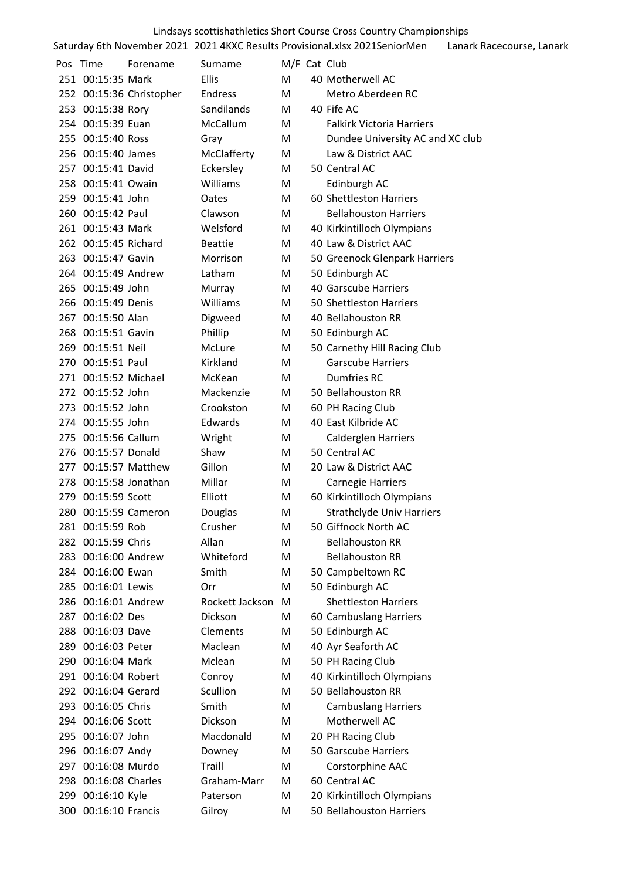Lindsays scottishathletics Short Course Cross Country Championships

Saturday 6th November 2021 2021 4KXC Results Provisional.xlsx 2021SeniorMen Lanark Racecourse, Lanark

| Pos | Time | Forename | Surname | M/F | Cat | Club |
|---|---|---|---|---|---|---|
| 251 | 00:15:35 | Mark | Ellis | M | 40 | Motherwell AC |
| 252 | 00:15:36 | Christopher | Endress | M | | Metro Aberdeen RC |
| 253 | 00:15:38 | Rory | Sandilands | M | 40 | Fife AC |
| 254 | 00:15:39 | Euan | McCallum | M | | Falkirk Victoria Harriers |
| 255 | 00:15:40 | Ross | Gray | M | | Dundee University AC and XC club |
| 256 | 00:15:40 | James | McClafferty | M | | Law & District AAC |
| 257 | 00:15:41 | David | Eckersley | M | 50 | Central AC |
| 258 | 00:15:41 | Owain | Williams | M | | Edinburgh AC |
| 259 | 00:15:41 | John | Oates | M | 60 | Shettleston Harriers |
| 260 | 00:15:42 | Paul | Clawson | M | | Bellahouston Harriers |
| 261 | 00:15:43 | Mark | Welsford | M | 40 | Kirkintilloch Olympians |
| 262 | 00:15:45 | Richard | Beattie | M | 40 | Law & District AAC |
| 263 | 00:15:47 | Gavin | Morrison | M | 50 | Greenock Glenpark Harriers |
| 264 | 00:15:49 | Andrew | Latham | M | 50 | Edinburgh AC |
| 265 | 00:15:49 | John | Murray | M | 40 | Garscube Harriers |
| 266 | 00:15:49 | Denis | Williams | M | 50 | Shettleston Harriers |
| 267 | 00:15:50 | Alan | Digweed | M | 40 | Bellahouston RR |
| 268 | 00:15:51 | Gavin | Phillip | M | 50 | Edinburgh AC |
| 269 | 00:15:51 | Neil | McLure | M | 50 | Carnethy Hill Racing Club |
| 270 | 00:15:51 | Paul | Kirkland | M | | Garscube Harriers |
| 271 | 00:15:52 | Michael | McKean | M | | Dumfries RC |
| 272 | 00:15:52 | John | Mackenzie | M | 50 | Bellahouston RR |
| 273 | 00:15:52 | John | Crookston | M | 60 | PH Racing Club |
| 274 | 00:15:55 | John | Edwards | M | 40 | East Kilbride AC |
| 275 | 00:15:56 | Callum | Wright | M | | Calderglen Harriers |
| 276 | 00:15:57 | Donald | Shaw | M | 50 | Central AC |
| 277 | 00:15:57 | Matthew | Gillon | M | 20 | Law & District AAC |
| 278 | 00:15:58 | Jonathan | Millar | M | | Carnegie Harriers |
| 279 | 00:15:59 | Scott | Elliott | M | 60 | Kirkintilloch Olympians |
| 280 | 00:15:59 | Cameron | Douglas | M | | Strathclyde Univ Harriers |
| 281 | 00:15:59 | Rob | Crusher | M | 50 | Giffnock North AC |
| 282 | 00:15:59 | Chris | Allan | M | | Bellahouston RR |
| 283 | 00:16:00 | Andrew | Whiteford | M | | Bellahouston RR |
| 284 | 00:16:00 | Ewan | Smith | M | 50 | Campbeltown RC |
| 285 | 00:16:01 | Lewis | Orr | M | 50 | Edinburgh AC |
| 286 | 00:16:01 | Andrew | Rockett Jackson | M | | Shettleston Harriers |
| 287 | 00:16:02 | Des | Dickson | M | 60 | Cambuslang Harriers |
| 288 | 00:16:03 | Dave | Clements | M | 50 | Edinburgh AC |
| 289 | 00:16:03 | Peter | Maclean | M | 40 | Ayr Seaforth AC |
| 290 | 00:16:04 | Mark | Mclean | M | 50 | PH Racing Club |
| 291 | 00:16:04 | Robert | Conroy | M | 40 | Kirkintilloch Olympians |
| 292 | 00:16:04 | Gerard | Scullion | M | 50 | Bellahouston RR |
| 293 | 00:16:05 | Chris | Smith | M | | Cambuslang Harriers |
| 294 | 00:16:06 | Scott | Dickson | M | | Motherwell AC |
| 295 | 00:16:07 | John | Macdonald | M | 20 | PH Racing Club |
| 296 | 00:16:07 | Andy | Downey | M | 50 | Garscube Harriers |
| 297 | 00:16:08 | Murdo | Traill | M | | Corstorphine AAC |
| 298 | 00:16:08 | Charles | Graham-Marr | M | 60 | Central AC |
| 299 | 00:16:10 | Kyle | Paterson | M | 20 | Kirkintilloch Olympians |
| 300 | 00:16:10 | Francis | Gilroy | M | 50 | Bellahouston Harriers |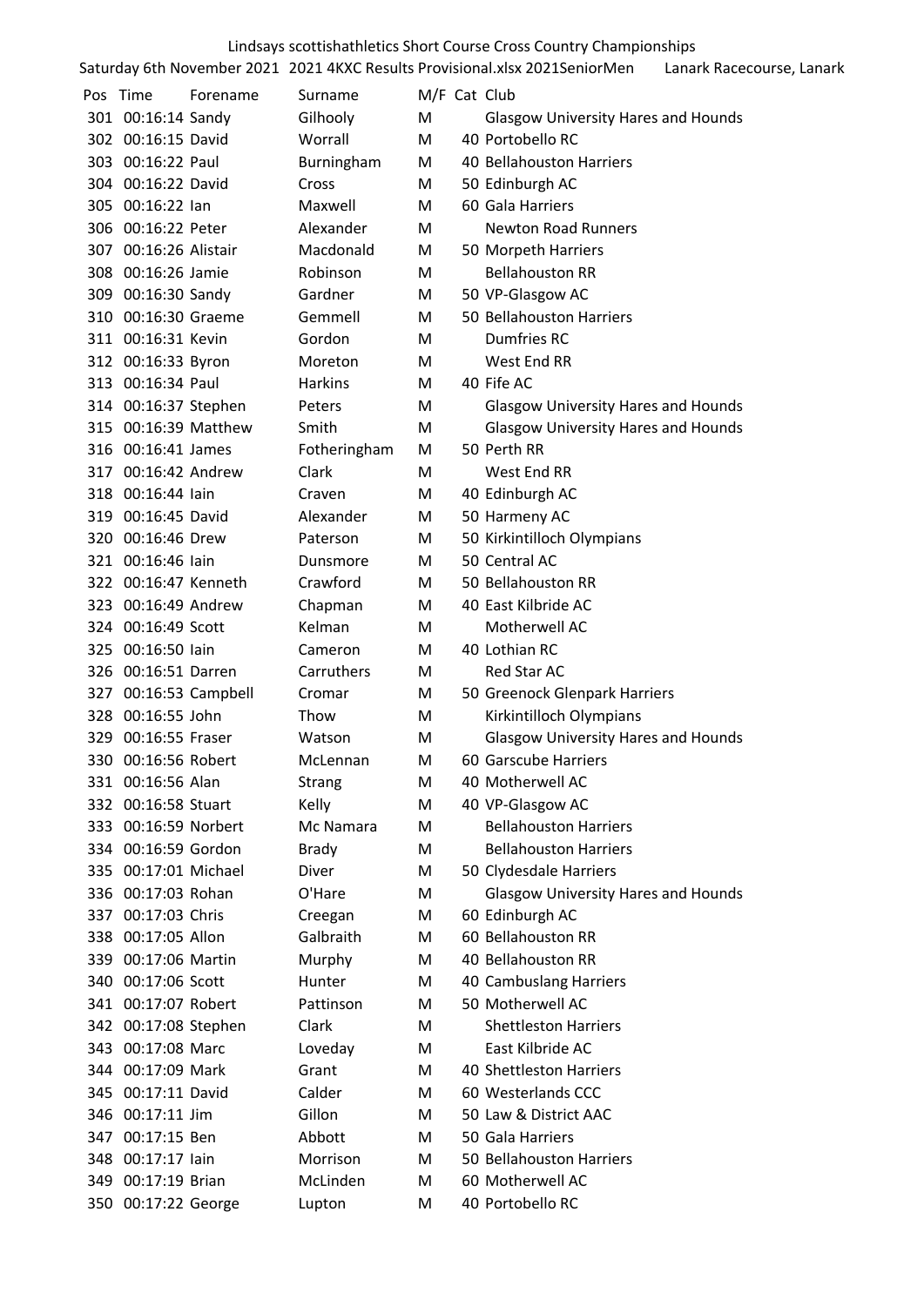Lindsays scottishathletics Short Course Cross Country Championships

Saturday 6th November 2021 2021 4KXC Results Provisional.xlsx 2021SeniorMen Lanark Racecourse, Lanark

| Pos | Time | Forename | Surname | M/F | Cat | Club |
|---|---|---|---|---|---|---|
| 301 | 00:16:14 | Sandy | Gilhooly | M | | Glasgow University Hares and Hounds |
| 302 | 00:16:15 | David | Worrall | M | 40 | Portobello RC |
| 303 | 00:16:22 | Paul | Burningham | M | 40 | Bellahouston Harriers |
| 304 | 00:16:22 | David | Cross | M | 50 | Edinburgh AC |
| 305 | 00:16:22 | Ian | Maxwell | M | 60 | Gala Harriers |
| 306 | 00:16:22 | Peter | Alexander | M | | Newton Road Runners |
| 307 | 00:16:26 | Alistair | Macdonald | M | 50 | Morpeth Harriers |
| 308 | 00:16:26 | Jamie | Robinson | M | | Bellahouston RR |
| 309 | 00:16:30 | Sandy | Gardner | M | 50 | VP-Glasgow AC |
| 310 | 00:16:30 | Graeme | Gemmell | M | 50 | Bellahouston Harriers |
| 311 | 00:16:31 | Kevin | Gordon | M | | Dumfries RC |
| 312 | 00:16:33 | Byron | Moreton | M | | West End RR |
| 313 | 00:16:34 | Paul | Harkins | M | 40 | Fife AC |
| 314 | 00:16:37 | Stephen | Peters | M | | Glasgow University Hares and Hounds |
| 315 | 00:16:39 | Matthew | Smith | M | | Glasgow University Hares and Hounds |
| 316 | 00:16:41 | James | Fotheringham | M | 50 | Perth RR |
| 317 | 00:16:42 | Andrew | Clark | M | | West End RR |
| 318 | 00:16:44 | Iain | Craven | M | 40 | Edinburgh AC |
| 319 | 00:16:45 | David | Alexander | M | 50 | Harmeny AC |
| 320 | 00:16:46 | Drew | Paterson | M | 50 | Kirkintilloch Olympians |
| 321 | 00:16:46 | Iain | Dunsmore | M | 50 | Central AC |
| 322 | 00:16:47 | Kenneth | Crawford | M | 50 | Bellahouston RR |
| 323 | 00:16:49 | Andrew | Chapman | M | 40 | East Kilbride AC |
| 324 | 00:16:49 | Scott | Kelman | M | | Motherwell AC |
| 325 | 00:16:50 | Iain | Cameron | M | 40 | Lothian RC |
| 326 | 00:16:51 | Darren | Carruthers | M | | Red Star AC |
| 327 | 00:16:53 | Campbell | Cromar | M | 50 | Greenock Glenpark Harriers |
| 328 | 00:16:55 | John | Thow | M | | Kirkintilloch Olympians |
| 329 | 00:16:55 | Fraser | Watson | M | | Glasgow University Hares and Hounds |
| 330 | 00:16:56 | Robert | McLennan | M | 60 | Garscube Harriers |
| 331 | 00:16:56 | Alan | Strang | M | 40 | Motherwell AC |
| 332 | 00:16:58 | Stuart | Kelly | M | 40 | VP-Glasgow AC |
| 333 | 00:16:59 | Norbert | Mc Namara | M | | Bellahouston Harriers |
| 334 | 00:16:59 | Gordon | Brady | M | | Bellahouston Harriers |
| 335 | 00:17:01 | Michael | Diver | M | 50 | Clydesdale Harriers |
| 336 | 00:17:03 | Rohan | O'Hare | M | | Glasgow University Hares and Hounds |
| 337 | 00:17:03 | Chris | Creegan | M | 60 | Edinburgh AC |
| 338 | 00:17:05 | Allon | Galbraith | M | 60 | Bellahouston RR |
| 339 | 00:17:06 | Martin | Murphy | M | 40 | Bellahouston RR |
| 340 | 00:17:06 | Scott | Hunter | M | 40 | Cambuslang Harriers |
| 341 | 00:17:07 | Robert | Pattinson | M | 50 | Motherwell AC |
| 342 | 00:17:08 | Stephen | Clark | M | | Shettleston Harriers |
| 343 | 00:17:08 | Marc | Loveday | M | | East Kilbride AC |
| 344 | 00:17:09 | Mark | Grant | M | 40 | Shettleston Harriers |
| 345 | 00:17:11 | David | Calder | M | 60 | Westerlands CCC |
| 346 | 00:17:11 | Jim | Gillon | M | 50 | Law & District AAC |
| 347 | 00:17:15 | Ben | Abbott | M | 50 | Gala Harriers |
| 348 | 00:17:17 | Iain | Morrison | M | 50 | Bellahouston Harriers |
| 349 | 00:17:19 | Brian | McLinden | M | 60 | Motherwell AC |
| 350 | 00:17:22 | George | Lupton | M | 40 | Portobello RC |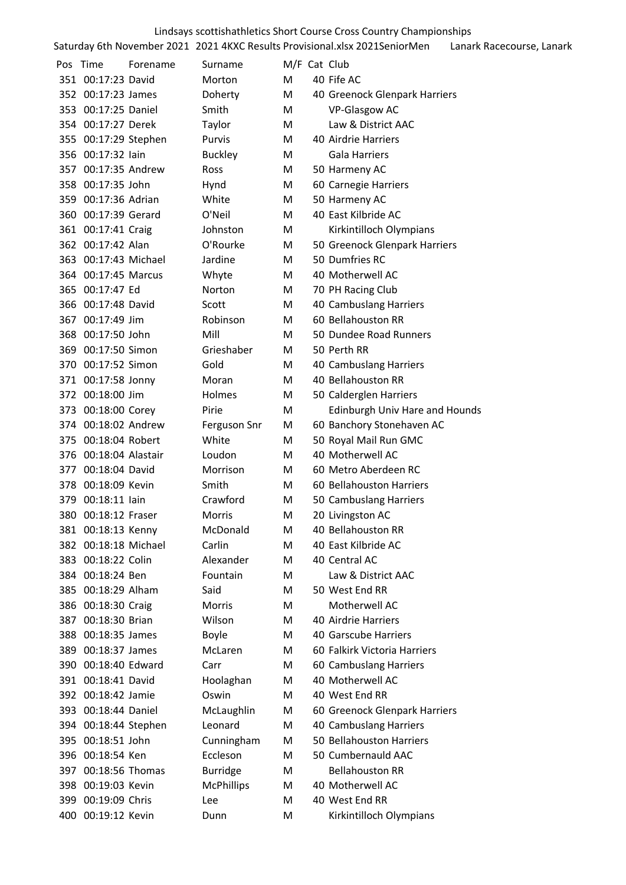Lindsays scottishathletics Short Course Cross Country Championships

Saturday 6th November 2021 2021 4KXC Results Provisional.xlsx 2021SeniorMen Lanark Racecourse, Lanark

| Pos | Time | Forename | Surname | M/F | Cat | Club |
|---|---|---|---|---|---|---|
| 351 | 00:17:23 | David | Morton | M | 40 | Fife AC |
| 352 | 00:17:23 | James | Doherty | M | 40 | Greenock Glenpark Harriers |
| 353 | 00:17:25 | Daniel | Smith | M | | VP-Glasgow AC |
| 354 | 00:17:27 | Derek | Taylor | M | | Law & District AAC |
| 355 | 00:17:29 | Stephen | Purvis | M | 40 | Airdrie Harriers |
| 356 | 00:17:32 | Iain | Buckley | M | | Gala Harriers |
| 357 | 00:17:35 | Andrew | Ross | M | 50 | Harmeny AC |
| 358 | 00:17:35 | John | Hynd | M | 60 | Carnegie Harriers |
| 359 | 00:17:36 | Adrian | White | M | 50 | Harmeny AC |
| 360 | 00:17:39 | Gerard | O'Neil | M | 40 | East Kilbride AC |
| 361 | 00:17:41 | Craig | Johnston | M | | Kirkintilloch Olympians |
| 362 | 00:17:42 | Alan | O'Rourke | M | 50 | Greenock Glenpark Harriers |
| 363 | 00:17:43 | Michael | Jardine | M | 50 | Dumfries RC |
| 364 | 00:17:45 | Marcus | Whyte | M | 40 | Motherwell AC |
| 365 | 00:17:47 | Ed | Norton | M | 70 | PH Racing Club |
| 366 | 00:17:48 | David | Scott | M | 40 | Cambuslang Harriers |
| 367 | 00:17:49 | Jim | Robinson | M | 60 | Bellahouston RR |
| 368 | 00:17:50 | John | Mill | M | 50 | Dundee Road Runners |
| 369 | 00:17:50 | Simon | Grieshaber | M | 50 | Perth RR |
| 370 | 00:17:52 | Simon | Gold | M | 40 | Cambuslang Harriers |
| 371 | 00:17:58 | Jonny | Moran | M | 40 | Bellahouston RR |
| 372 | 00:18:00 | Jim | Holmes | M | 50 | Calderglen Harriers |
| 373 | 00:18:00 | Corey | Pirie | M | | Edinburgh Univ Hare and Hounds |
| 374 | 00:18:02 | Andrew | Ferguson Snr | M | 60 | Banchory Stonehaven AC |
| 375 | 00:18:04 | Robert | White | M | 50 | Royal Mail Run GMC |
| 376 | 00:18:04 | Alastair | Loudon | M | 40 | Motherwell AC |
| 377 | 00:18:04 | David | Morrison | M | 60 | Metro Aberdeen RC |
| 378 | 00:18:09 | Kevin | Smith | M | 60 | Bellahouston Harriers |
| 379 | 00:18:11 | Iain | Crawford | M | 50 | Cambuslang Harriers |
| 380 | 00:18:12 | Fraser | Morris | M | 20 | Livingston AC |
| 381 | 00:18:13 | Kenny | McDonald | M | 40 | Bellahouston RR |
| 382 | 00:18:18 | Michael | Carlin | M | 40 | East Kilbride AC |
| 383 | 00:18:22 | Colin | Alexander | M | 40 | Central AC |
| 384 | 00:18:24 | Ben | Fountain | M | | Law & District AAC |
| 385 | 00:18:29 | Alham | Said | M | 50 | West End RR |
| 386 | 00:18:30 | Craig | Morris | M | | Motherwell AC |
| 387 | 00:18:30 | Brian | Wilson | M | 40 | Airdrie Harriers |
| 388 | 00:18:35 | James | Boyle | M | 40 | Garscube Harriers |
| 389 | 00:18:37 | James | McLaren | M | 60 | Falkirk Victoria Harriers |
| 390 | 00:18:40 | Edward | Carr | M | 60 | Cambuslang Harriers |
| 391 | 00:18:41 | David | Hoolaghan | M | 40 | Motherwell AC |
| 392 | 00:18:42 | Jamie | Oswin | M | 40 | West End RR |
| 393 | 00:18:44 | Daniel | McLaughlin | M | 60 | Greenock Glenpark Harriers |
| 394 | 00:18:44 | Stephen | Leonard | M | 40 | Cambuslang Harriers |
| 395 | 00:18:51 | John | Cunningham | M | 50 | Bellahouston Harriers |
| 396 | 00:18:54 | Ken | Eccleson | M | 50 | Cumbernauld AAC |
| 397 | 00:18:56 | Thomas | Burridge | M | | Bellahouston RR |
| 398 | 00:19:03 | Kevin | McPhillips | M | 40 | Motherwell AC |
| 399 | 00:19:09 | Chris | Lee | M | 40 | West End RR |
| 400 | 00:19:12 | Kevin | Dunn | M | | Kirkintilloch Olympians |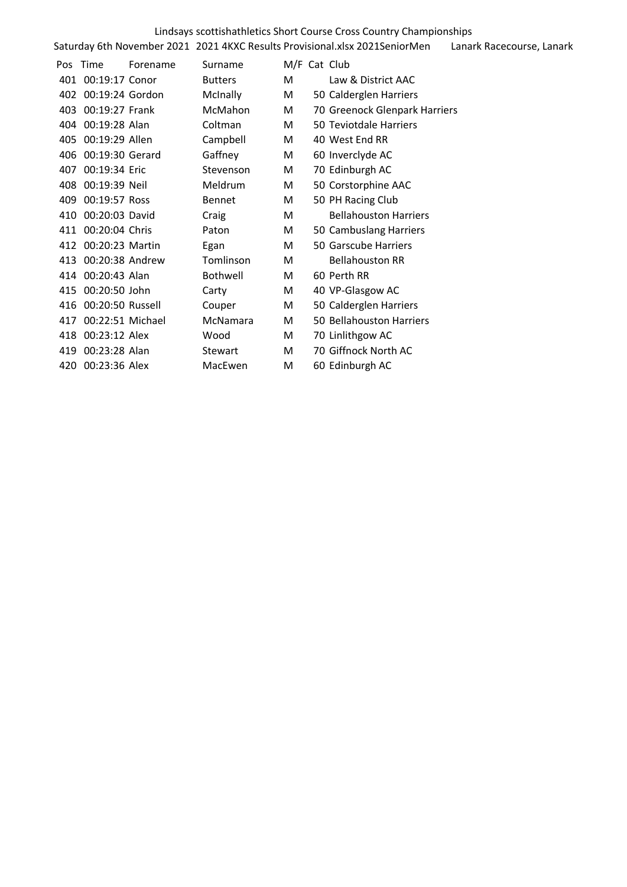Lindsays scottishathletics Short Course Cross Country Championships

Saturday 6th November 2021 2021 4KXC Results Provisional.xlsx 2021SeniorMen Lanark Racecourse, Lanark

| Pos | Time | Forename | Surname | M/F | Cat | Club |
|---|---|---|---|---|---|---|
| 401 | 00:19:17 | Conor | Butters | M | | Law & District AAC |
| 402 | 00:19:24 | Gordon | McInally | M | 50 | Calderglen Harriers |
| 403 | 00:19:27 | Frank | McMahon | M | 70 | Greenock Glenpark Harriers |
| 404 | 00:19:28 | Alan | Coltman | M | 50 | Teviotdale Harriers |
| 405 | 00:19:29 | Allen | Campbell | M | 40 | West End RR |
| 406 | 00:19:30 | Gerard | Gaffney | M | 60 | Inverclyde AC |
| 407 | 00:19:34 | Eric | Stevenson | M | 70 | Edinburgh AC |
| 408 | 00:19:39 | Neil | Meldrum | M | 50 | Corstorphine AAC |
| 409 | 00:19:57 | Ross | Bennet | M | 50 | PH Racing Club |
| 410 | 00:20:03 | David | Craig | M | | Bellahouston Harriers |
| 411 | 00:20:04 | Chris | Paton | M | 50 | Cambuslang Harriers |
| 412 | 00:20:23 | Martin | Egan | M | 50 | Garscube Harriers |
| 413 | 00:20:38 | Andrew | Tomlinson | M | | Bellahouston RR |
| 414 | 00:20:43 | Alan | Bothwell | M | 60 | Perth RR |
| 415 | 00:20:50 | John | Carty | M | 40 | VP-Glasgow AC |
| 416 | 00:20:50 | Russell | Couper | M | 50 | Calderglen Harriers |
| 417 | 00:22:51 | Michael | McNamara | M | 50 | Bellahouston Harriers |
| 418 | 00:23:12 | Alex | Wood | M | 70 | Linlithgow AC |
| 419 | 00:23:28 | Alan | Stewart | M | 70 | Giffnock North AC |
| 420 | 00:23:36 | Alex | MacEwen | M | 60 | Edinburgh AC |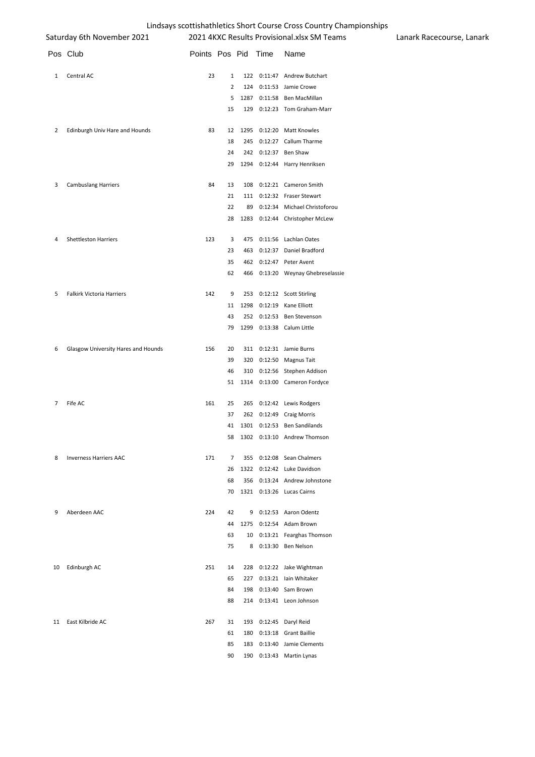Lindsays scottishathletics Short Course Cross Country Championships

Saturday 6th November 2021 — 2021 4KXC Results Provisional.xlsx SM Teams — Lanark Racecourse, Lanark

| Pos | Club | Points | Pos | Pid | Time | Name |
|---|---|---|---|---|---|---|
| 1 | Central AC | 23 | 1 | 122 | 0:11:47 | Andrew Butchart |
| | | | 2 | 124 | 0:11:53 | Jamie Crowe |
| | | | 5 | 1287 | 0:11:58 | Ben MacMillan |
| | | | 15 | 129 | 0:12:23 | Tom Graham-Marr |
| 2 | Edinburgh Univ Hare and Hounds | 83 | 12 | 1295 | 0:12:20 | Matt Knowles |
| | | | 18 | 245 | 0:12:27 | Callum Tharme |
| | | | 24 | 242 | 0:12:37 | Ben Shaw |
| | | | 29 | 1294 | 0:12:44 | Harry Henriksen |
| 3 | Cambuslang Harriers | 84 | 13 | 108 | 0:12:21 | Cameron Smith |
| | | | 21 | 111 | 0:12:32 | Fraser Stewart |
| | | | 22 | 89 | 0:12:34 | Michael Christoforou |
| | | | 28 | 1283 | 0:12:44 | Christopher McLew |
| 4 | Shettleston Harriers | 123 | 3 | 475 | 0:11:56 | Lachlan Oates |
| | | | 23 | 463 | 0:12:37 | Daniel Bradford |
| | | | 35 | 462 | 0:12:47 | Peter Avent |
| | | | 62 | 466 | 0:13:20 | Weynay Ghebreselassie |
| 5 | Falkirk Victoria Harriers | 142 | 9 | 253 | 0:12:12 | Scott Stirling |
| | | | 11 | 1298 | 0:12:19 | Kane Elliott |
| | | | 43 | 252 | 0:12:53 | Ben Stevenson |
| | | | 79 | 1299 | 0:13:38 | Calum Little |
| 6 | Glasgow University Hares and Hounds | 156 | 20 | 311 | 0:12:31 | Jamie Burns |
| | | | 39 | 320 | 0:12:50 | Magnus Tait |
| | | | 46 | 310 | 0:12:56 | Stephen Addison |
| | | | 51 | 1314 | 0:13:00 | Cameron Fordyce |
| 7 | Fife AC | 161 | 25 | 265 | 0:12:42 | Lewis Rodgers |
| | | | 37 | 262 | 0:12:49 | Craig Morris |
| | | | 41 | 1301 | 0:12:53 | Ben Sandilands |
| | | | 58 | 1302 | 0:13:10 | Andrew Thomson |
| 8 | Inverness Harriers AAC | 171 | 7 | 355 | 0:12:08 | Sean Chalmers |
| | | | 26 | 1322 | 0:12:42 | Luke Davidson |
| | | | 68 | 356 | 0:13:24 | Andrew Johnstone |
| | | | 70 | 1321 | 0:13:26 | Lucas Cairns |
| 9 | Aberdeen AAC | 224 | 42 | 9 | 0:12:53 | Aaron Odentz |
| | | | 44 | 1275 | 0:12:54 | Adam Brown |
| | | | 63 | 10 | 0:13:21 | Fearghas Thomson |
| | | | 75 | 8 | 0:13:30 | Ben Nelson |
| 10 | Edinburgh AC | 251 | 14 | 228 | 0:12:22 | Jake Wightman |
| | | | 65 | 227 | 0:13:21 | Iain Whitaker |
| | | | 84 | 198 | 0:13:40 | Sam Brown |
| | | | 88 | 214 | 0:13:41 | Leon Johnson |
| 11 | East Kilbride AC | 267 | 31 | 193 | 0:12:45 | Daryl Reid |
| | | | 61 | 180 | 0:13:18 | Grant Baillie |
| | | | 85 | 183 | 0:13:40 | Jamie Clements |
| | | | 90 | 190 | 0:13:43 | Martin Lynas |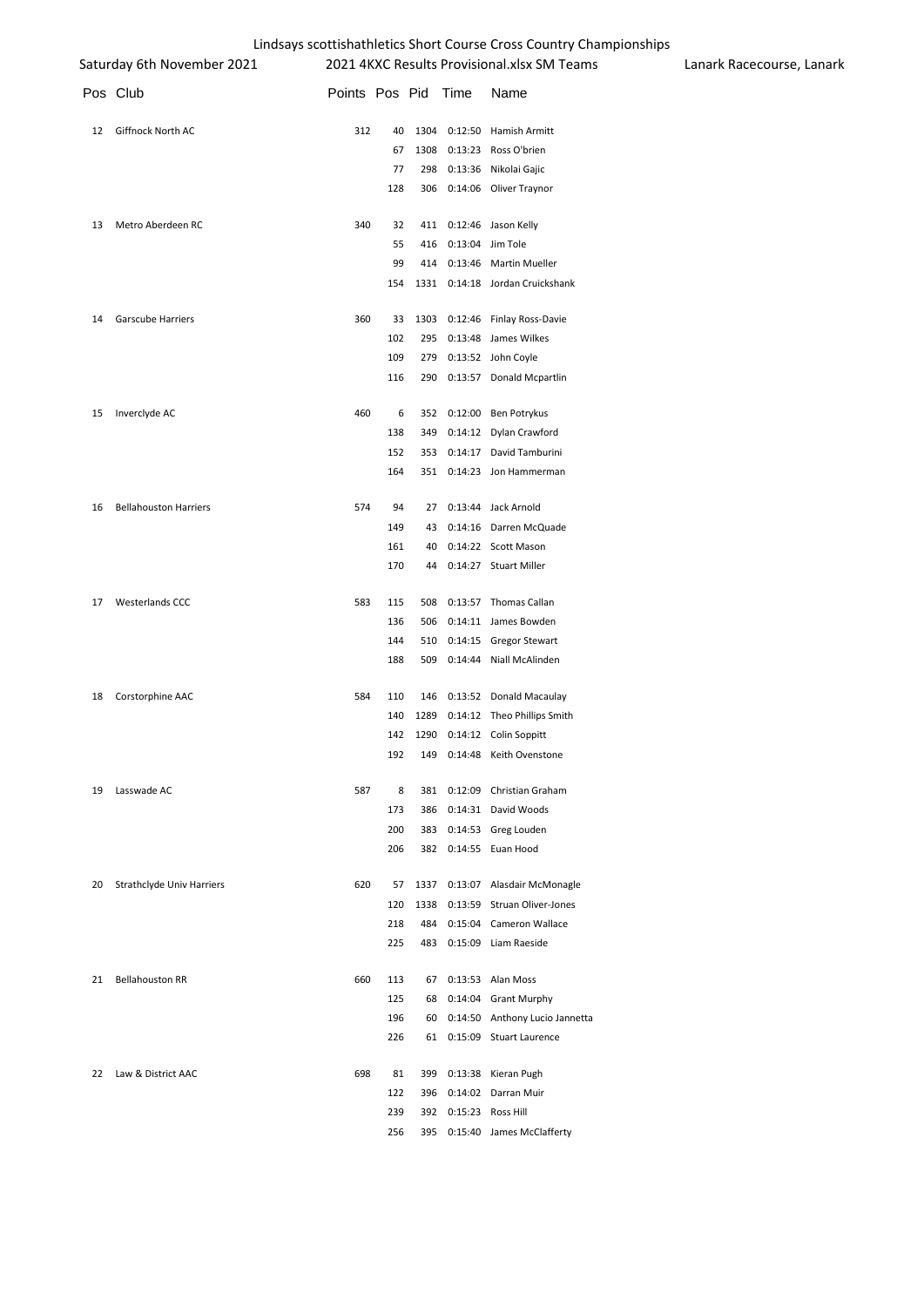Lindsays scottishathletics Short Course Cross Country Championships

Saturday 6th November 2021 — 2021 4KXC Results Provisional.xlsx SM Teams — Lanark Racecourse, Lanark

| Pos | Club | Points | Pos | Pid | Time | Name |
|---|---|---|---|---|---|---|
| 12 | Giffnock North AC | 312 | 40 | 1304 | 0:12:50 | Hamish Armitt |
| | | | 67 | 1308 | 0:13:23 | Ross O'brien |
| | | | 77 | 298 | 0:13:36 | Nikolai Gajic |
| | | | 128 | 306 | 0:14:06 | Oliver Traynor |
| 13 | Metro Aberdeen RC | 340 | 32 | 411 | 0:12:46 | Jason Kelly |
| | | | 55 | 416 | 0:13:04 | Jim Tole |
| | | | 99 | 414 | 0:13:46 | Martin Mueller |
| | | | 154 | 1331 | 0:14:18 | Jordan Cruickshank |
| 14 | Garscube Harriers | 360 | 33 | 1303 | 0:12:46 | Finlay Ross-Davie |
| | | | 102 | 295 | 0:13:48 | James Wilkes |
| | | | 109 | 279 | 0:13:52 | John Coyle |
| | | | 116 | 290 | 0:13:57 | Donald Mcpartlin |
| 15 | Inverclyde AC | 460 | 6 | 352 | 0:12:00 | Ben Potrykus |
| | | | 138 | 349 | 0:14:12 | Dylan Crawford |
| | | | 152 | 353 | 0:14:17 | David Tamburini |
| | | | 164 | 351 | 0:14:23 | Jon Hammerman |
| 16 | Bellahouston Harriers | 574 | 94 | 27 | 0:13:44 | Jack Arnold |
| | | | 149 | 43 | 0:14:16 | Darren McQuade |
| | | | 161 | 40 | 0:14:22 | Scott Mason |
| | | | 170 | 44 | 0:14:27 | Stuart Miller |
| 17 | Westerlands CCC | 583 | 115 | 508 | 0:13:57 | Thomas Callan |
| | | | 136 | 506 | 0:14:11 | James Bowden |
| | | | 144 | 510 | 0:14:15 | Gregor Stewart |
| | | | 188 | 509 | 0:14:44 | Niall McAlinden |
| 18 | Corstorphine AAC | 584 | 110 | 146 | 0:13:52 | Donald Macaulay |
| | | | 140 | 1289 | 0:14:12 | Theo Phillips Smith |
| | | | 142 | 1290 | 0:14:12 | Colin Soppitt |
| | | | 192 | 149 | 0:14:48 | Keith Ovenstone |
| 19 | Lasswade AC | 587 | 8 | 381 | 0:12:09 | Christian Graham |
| | | | 173 | 386 | 0:14:31 | David Woods |
| | | | 200 | 383 | 0:14:53 | Greg Louden |
| | | | 206 | 382 | 0:14:55 | Euan Hood |
| 20 | Strathclyde Univ Harriers | 620 | 57 | 1337 | 0:13:07 | Alasdair McMonagle |
| | | | 120 | 1338 | 0:13:59 | Struan Oliver-Jones |
| | | | 218 | 484 | 0:15:04 | Cameron Wallace |
| | | | 225 | 483 | 0:15:09 | Liam Raeside |
| 21 | Bellahouston RR | 660 | 113 | 67 | 0:13:53 | Alan Moss |
| | | | 125 | 68 | 0:14:04 | Grant Murphy |
| | | | 196 | 60 | 0:14:50 | Anthony Lucio Jannetta |
| | | | 226 | 61 | 0:15:09 | Stuart Laurence |
| 22 | Law & District AAC | 698 | 81 | 399 | 0:13:38 | Kieran Pugh |
| | | | 122 | 396 | 0:14:02 | Darran Muir |
| | | | 239 | 392 | 0:15:23 | Ross Hill |
| | | | 256 | 395 | 0:15:40 | James McClafferty |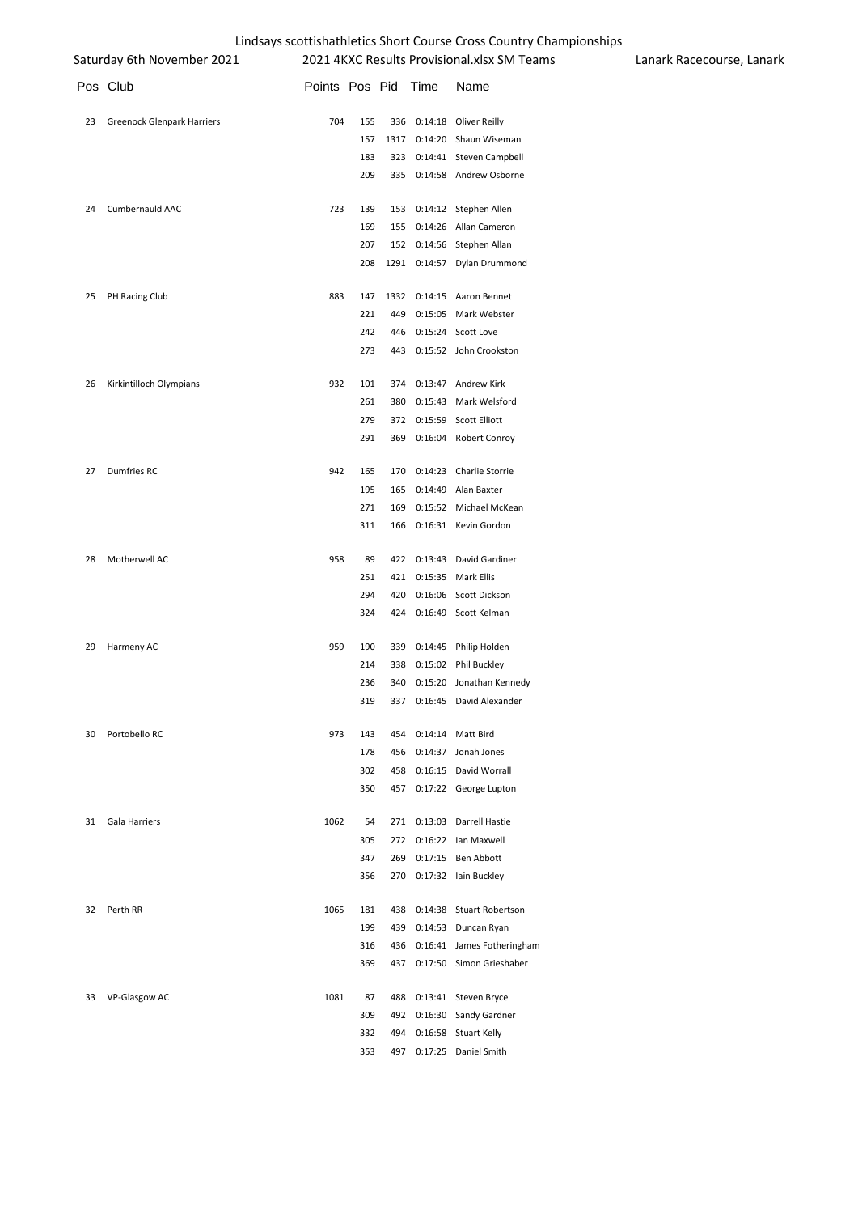Lindsays scottishathletics Short Course Cross Country Championships

Saturday 6th November 2021 — 2021 4KXC Results Provisional.xlsx SM Teams — Lanark Racecourse, Lanark

| Pos | Club | Points | Pos | Pid | Time | Name |
|---|---|---|---|---|---|---|
| 23 | Greenock Glenpark Harriers | 704 | 155 | 336 | 0:14:18 | Oliver Reilly |
| | | | 157 | 1317 | 0:14:20 | Shaun Wiseman |
| | | | 183 | 323 | 0:14:41 | Steven Campbell |
| | | | 209 | 335 | 0:14:58 | Andrew Osborne |
| 24 | Cumbernauld AAC | 723 | 139 | 153 | 0:14:12 | Stephen Allen |
| | | | 169 | 155 | 0:14:26 | Allan Cameron |
| | | | 207 | 152 | 0:14:56 | Stephen Allan |
| | | | 208 | 1291 | 0:14:57 | Dylan Drummond |
| 25 | PH Racing Club | 883 | 147 | 1332 | 0:14:15 | Aaron Bennet |
| | | | 221 | 449 | 0:15:05 | Mark Webster |
| | | | 242 | 446 | 0:15:24 | Scott Love |
| | | | 273 | 443 | 0:15:52 | John Crookston |
| 26 | Kirkintilloch Olympians | 932 | 101 | 374 | 0:13:47 | Andrew Kirk |
| | | | 261 | 380 | 0:15:43 | Mark Welsford |
| | | | 279 | 372 | 0:15:59 | Scott Elliott |
| | | | 291 | 369 | 0:16:04 | Robert Conroy |
| 27 | Dumfries RC | 942 | 165 | 170 | 0:14:23 | Charlie Storrie |
| | | | 195 | 165 | 0:14:49 | Alan Baxter |
| | | | 271 | 169 | 0:15:52 | Michael McKean |
| | | | 311 | 166 | 0:16:31 | Kevin Gordon |
| 28 | Motherwell AC | 958 | 89 | 422 | 0:13:43 | David Gardiner |
| | | | 251 | 421 | 0:15:35 | Mark Ellis |
| | | | 294 | 420 | 0:16:06 | Scott Dickson |
| | | | 324 | 424 | 0:16:49 | Scott Kelman |
| 29 | Harmeny AC | 959 | 190 | 339 | 0:14:45 | Philip Holden |
| | | | 214 | 338 | 0:15:02 | Phil Buckley |
| | | | 236 | 340 | 0:15:20 | Jonathan Kennedy |
| | | | 319 | 337 | 0:16:45 | David Alexander |
| 30 | Portobello RC | 973 | 143 | 454 | 0:14:14 | Matt Bird |
| | | | 178 | 456 | 0:14:37 | Jonah Jones |
| | | | 302 | 458 | 0:16:15 | David Worrall |
| | | | 350 | 457 | 0:17:22 | George Lupton |
| 31 | Gala Harriers | 1062 | 54 | 271 | 0:13:03 | Darrell Hastie |
| | | | 305 | 272 | 0:16:22 | Ian Maxwell |
| | | | 347 | 269 | 0:17:15 | Ben Abbott |
| | | | 356 | 270 | 0:17:32 | Iain Buckley |
| 32 | Perth RR | 1065 | 181 | 438 | 0:14:38 | Stuart Robertson |
| | | | 199 | 439 | 0:14:53 | Duncan Ryan |
| | | | 316 | 436 | 0:16:41 | James Fotheringham |
| | | | 369 | 437 | 0:17:50 | Simon Grieshaber |
| 33 | VP-Glasgow AC | 1081 | 87 | 488 | 0:13:41 | Steven Bryce |
| | | | 309 | 492 | 0:16:30 | Sandy Gardner |
| | | | 332 | 494 | 0:16:58 | Stuart Kelly |
| | | | 353 | 497 | 0:17:25 | Daniel Smith |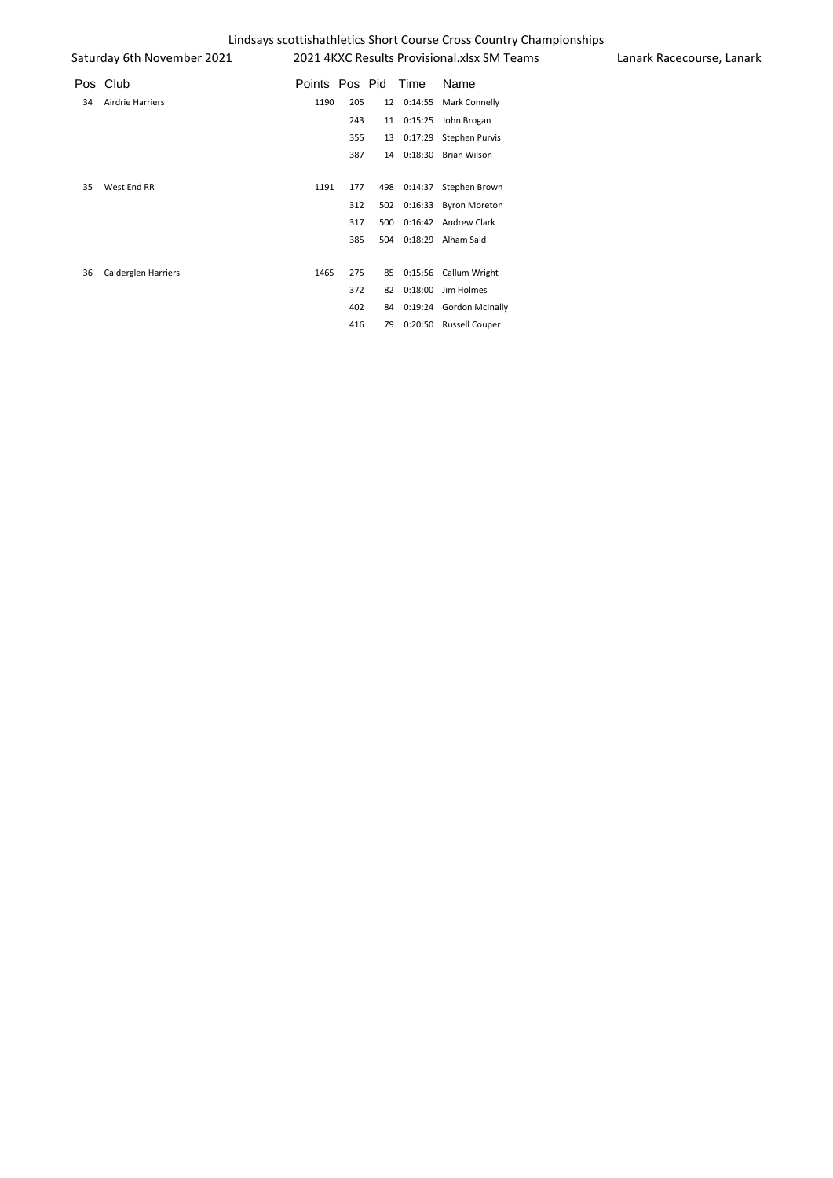Lindsays scottishathletics Short Course Cross Country Championships

Saturday 6th November 2021 — 2021 4KXC Results Provisional.xlsx SM Teams — Lanark Racecourse, Lanark

| Pos | Club | Points | Pos | Pid | Time | Name |
|---|---|---|---|---|---|---|
| 34 | Airdrie Harriers | 1190 | 205 | 12 | 0:14:55 | Mark Connelly |
| | | | 243 | 11 | 0:15:25 | John Brogan |
| | | | 355 | 13 | 0:17:29 | Stephen Purvis |
| | | | 387 | 14 | 0:18:30 | Brian Wilson |
| 35 | West End RR | 1191 | 177 | 498 | 0:14:37 | Stephen Brown |
| | | | 312 | 502 | 0:16:33 | Byron Moreton |
| | | | 317 | 500 | 0:16:42 | Andrew Clark |
| | | | 385 | 504 | 0:18:29 | Alham Said |
| 36 | Calderglen Harriers | 1465 | 275 | 85 | 0:15:56 | Callum Wright |
| | | | 372 | 82 | 0:18:00 | Jim Holmes |
| | | | 402 | 84 | 0:19:24 | Gordon McInally |
| | | | 416 | 79 | 0:20:50 | Russell Couper |